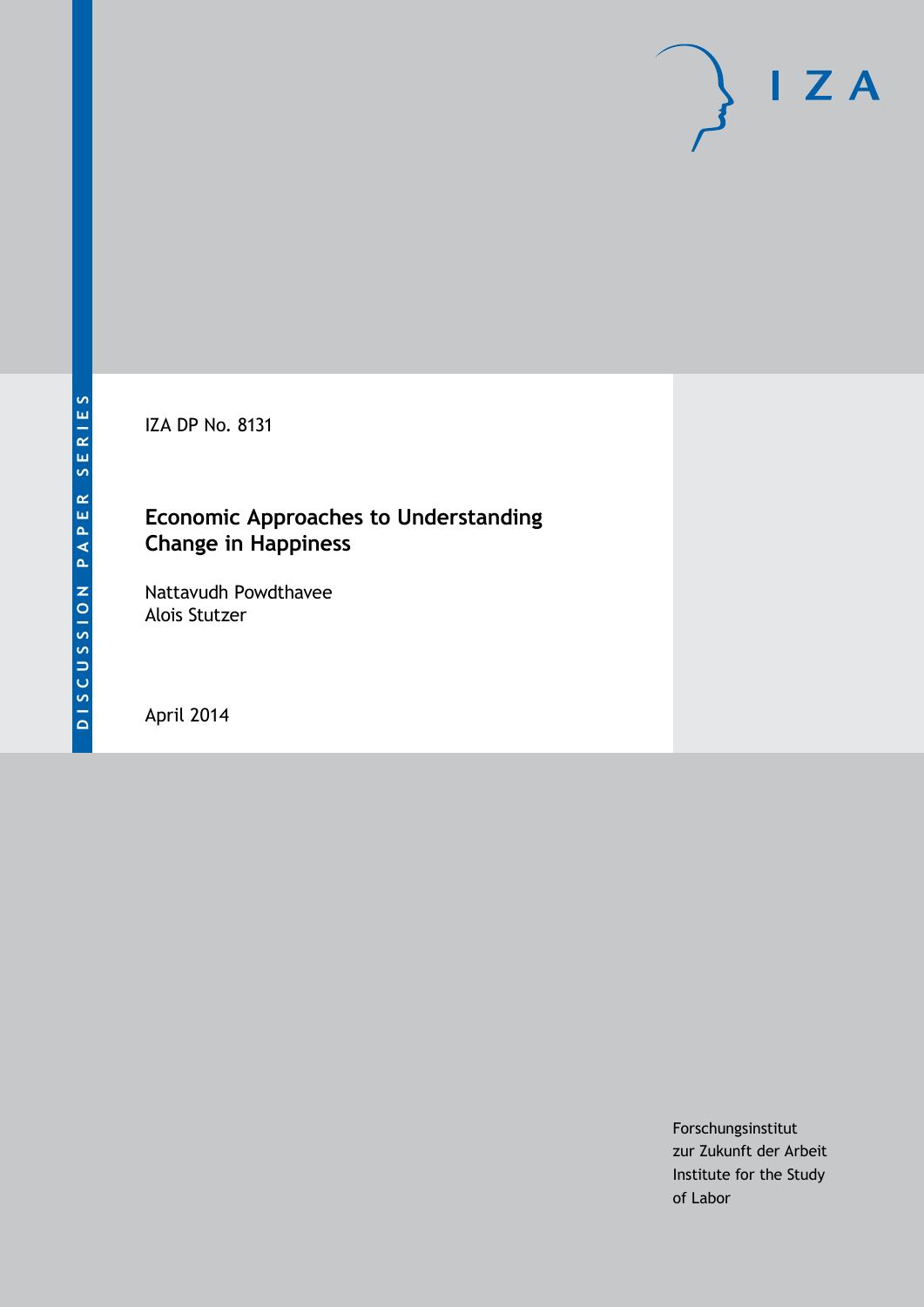DISCUSSION PAPER SERIES

IZA DP No. 8131

# Economic Approaches to Understanding Change in Happiness

Nattavudh Powdthavee
Alois Stutzer

April 2014

Forschungsinstitut
zur Zukunft der Arbeit
Institute for the Study
of Labor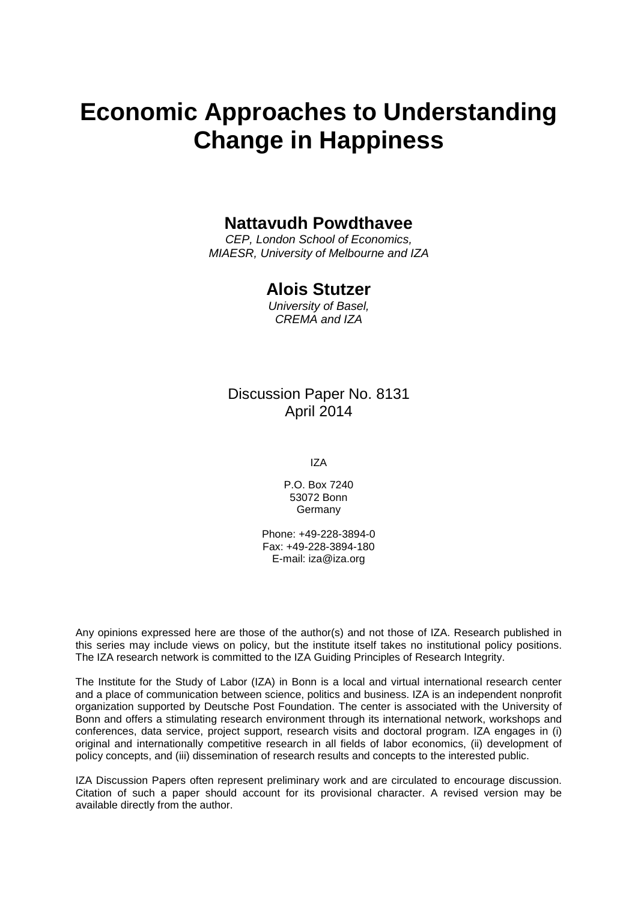# Economic Approaches to Understanding Change in Happiness

## Nattavudh Powdthavee

*CEP, London School of Economics, MIAESR, University of Melbourne and IZA*

## Alois Stutzer

*University of Basel, CREMA and IZA*

Discussion Paper No. 8131
April 2014

IZA

P.O. Box 7240
53072 Bonn
Germany

Phone: +49-228-3894-0
Fax: +49-228-3894-180
E-mail: iza@iza.org

Any opinions expressed here are those of the author(s) and not those of IZA. Research published in this series may include views on policy, but the institute itself takes no institutional policy positions. The IZA research network is committed to the IZA Guiding Principles of Research Integrity.

The Institute for the Study of Labor (IZA) in Bonn is a local and virtual international research center and a place of communication between science, politics and business. IZA is an independent nonprofit organization supported by Deutsche Post Foundation. The center is associated with the University of Bonn and offers a stimulating research environment through its international network, workshops and conferences, data service, project support, research visits and doctoral program. IZA engages in (i) original and internationally competitive research in all fields of labor economics, (ii) development of policy concepts, and (iii) dissemination of research results and concepts to the interested public.

IZA Discussion Papers often represent preliminary work and are circulated to encourage discussion. Citation of such a paper should account for its provisional character. A revised version may be available directly from the author.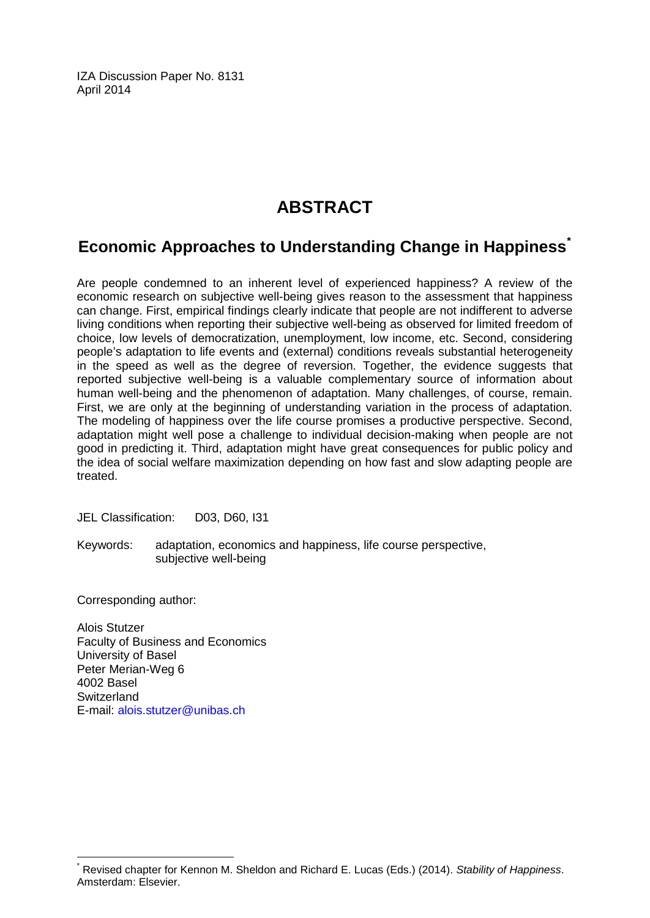IZA Discussion Paper No. 8131
April 2014

# ABSTRACT

## Economic Approaches to Understanding Change in Happiness*

Are people condemned to an inherent level of experienced happiness? A review of the economic research on subjective well-being gives reason to the assessment that happiness can change. First, empirical findings clearly indicate that people are not indifferent to adverse living conditions when reporting their subjective well-being as observed for limited freedom of choice, low levels of democratization, unemployment, low income, etc. Second, considering people's adaptation to life events and (external) conditions reveals substantial heterogeneity in the speed as well as the degree of reversion. Together, the evidence suggests that reported subjective well-being is a valuable complementary source of information about human well-being and the phenomenon of adaptation. Many challenges, of course, remain. First, we are only at the beginning of understanding variation in the process of adaptation. The modeling of happiness over the life course promises a productive perspective. Second, adaptation might well pose a challenge to individual decision-making when people are not good in predicting it. Third, adaptation might have great consequences for public policy and the idea of social welfare maximization depending on how fast and slow adapting people are treated.

JEL Classification: D03, D60, I31

Keywords: adaptation, economics and happiness, life course perspective, subjective well-being

Corresponding author:

Alois Stutzer
Faculty of Business and Economics
University of Basel
Peter Merian-Weg 6
4002 Basel
Switzerland
E-mail: alois.stutzer@unibas.ch

---

* Revised chapter for Kennon M. Sheldon and Richard E. Lucas (Eds.) (2014). *Stability of Happiness*. Amsterdam: Elsevier.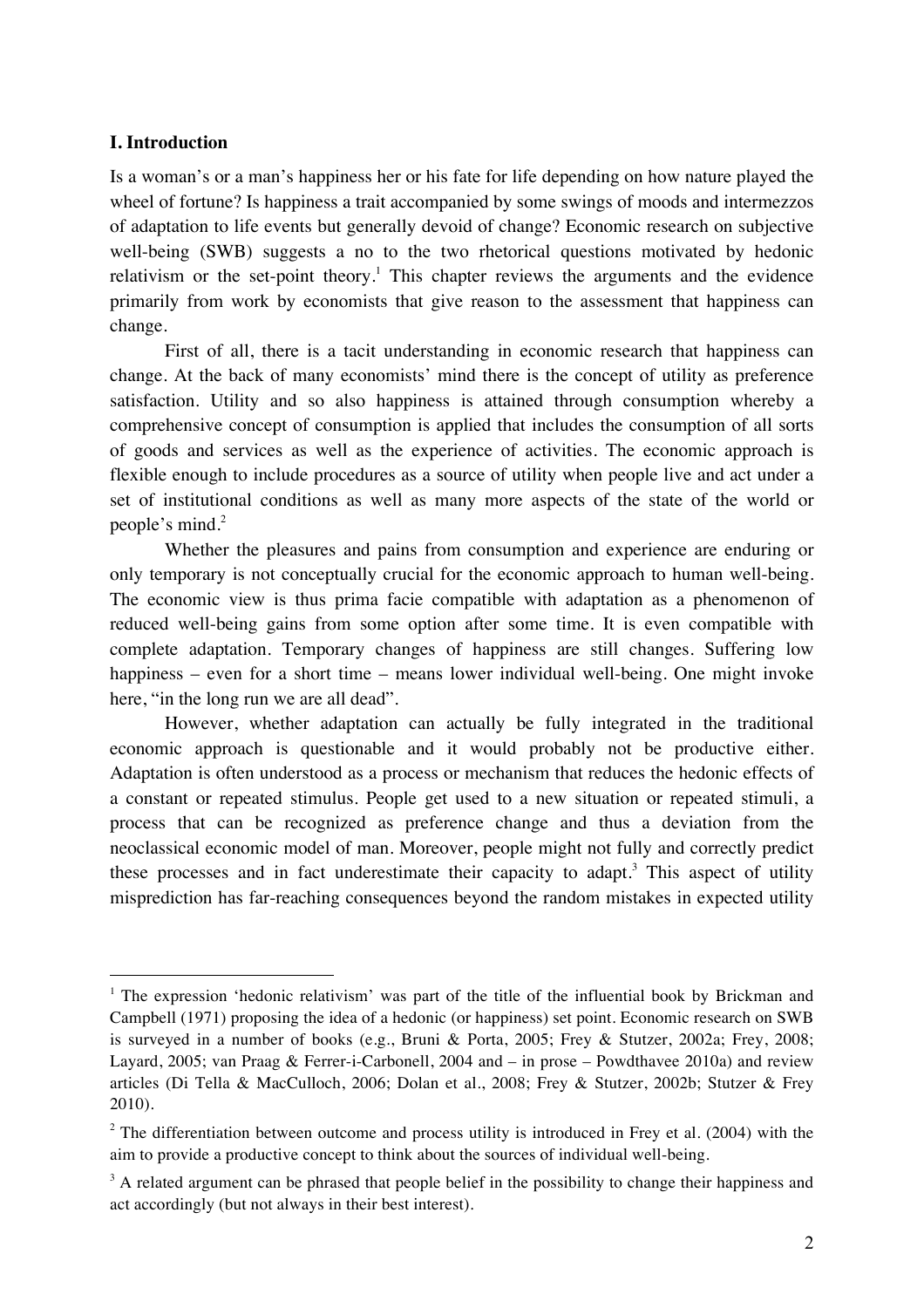## I. Introduction

Is a woman's or a man's happiness her or his fate for life depending on how nature played the wheel of fortune? Is happiness a trait accompanied by some swings of moods and intermezzos of adaptation to life events but generally devoid of change? Economic research on subjective well-being (SWB) suggests a no to the two rhetorical questions motivated by hedonic relativism or the set-point theory.[1] This chapter reviews the arguments and the evidence primarily from work by economists that give reason to the assessment that happiness can change.

First of all, there is a tacit understanding in economic research that happiness can change. At the back of many economists' mind there is the concept of utility as preference satisfaction. Utility and so also happiness is attained through consumption whereby a comprehensive concept of consumption is applied that includes the consumption of all sorts of goods and services as well as the experience of activities. The economic approach is flexible enough to include procedures as a source of utility when people live and act under a set of institutional conditions as well as many more aspects of the state of the world or people's mind.[2]

Whether the pleasures and pains from consumption and experience are enduring or only temporary is not conceptually crucial for the economic approach to human well-being. The economic view is thus prima facie compatible with adaptation as a phenomenon of reduced well-being gains from some option after some time. It is even compatible with complete adaptation. Temporary changes of happiness are still changes. Suffering low happiness – even for a short time – means lower individual well-being. One might invoke here, "in the long run we are all dead".

However, whether adaptation can actually be fully integrated in the traditional economic approach is questionable and it would probably not be productive either. Adaptation is often understood as a process or mechanism that reduces the hedonic effects of a constant or repeated stimulus. People get used to a new situation or repeated stimuli, a process that can be recognized as preference change and thus a deviation from the neoclassical economic model of man. Moreover, people might not fully and correctly predict these processes and in fact underestimate their capacity to adapt.[3] This aspect of utility misprediction has far-reaching consequences beyond the random mistakes in expected utility

---

[1] The expression 'hedonic relativism' was part of the title of the influential book by Brickman and Campbell (1971) proposing the idea of a hedonic (or happiness) set point. Economic research on SWB is surveyed in a number of books (e.g., Bruni & Porta, 2005; Frey & Stutzer, 2002a; Frey, 2008; Layard, 2005; van Praag & Ferrer-i-Carbonell, 2004 and – in prose – Powdthavee 2010a) and review articles (Di Tella & MacCulloch, 2006; Dolan et al., 2008; Frey & Stutzer, 2002b; Stutzer & Frey 2010).

[2] The differentiation between outcome and process utility is introduced in Frey et al. (2004) with the aim to provide a productive concept to think about the sources of individual well-being.

[3] A related argument can be phrased that people belief in the possibility to change their happiness and act accordingly (but not always in their best interest).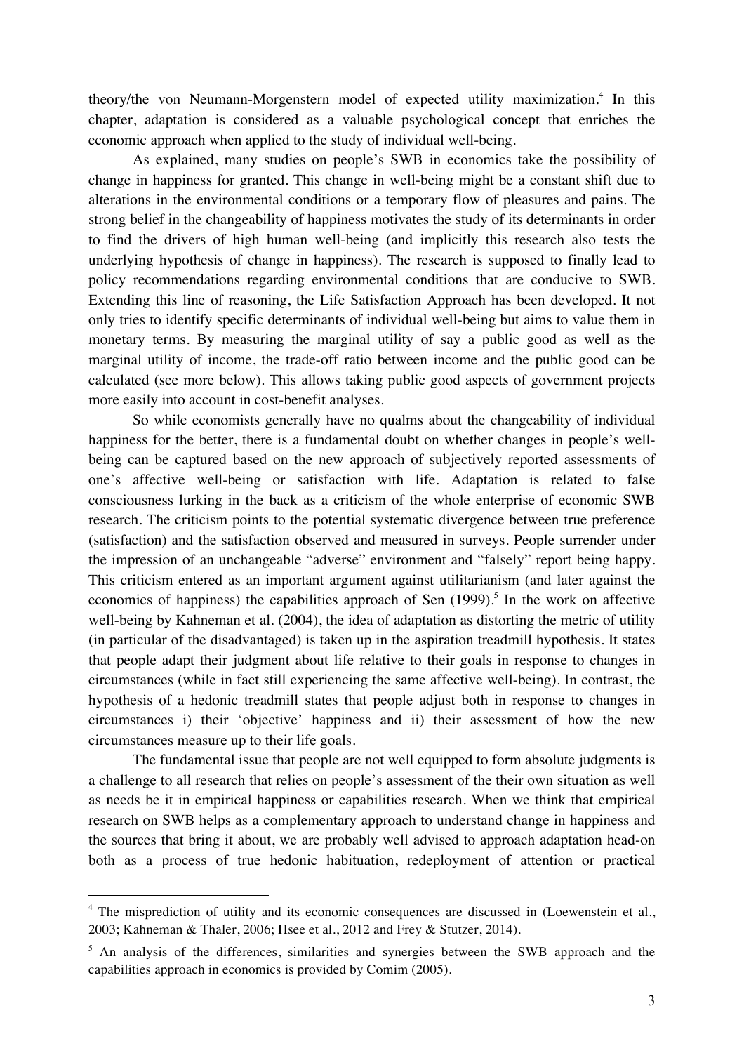theory/the von Neumann-Morgenstern model of expected utility maximization.[4] In this chapter, adaptation is considered as a valuable psychological concept that enriches the economic approach when applied to the study of individual well-being.

As explained, many studies on people's SWB in economics take the possibility of change in happiness for granted. This change in well-being might be a constant shift due to alterations in the environmental conditions or a temporary flow of pleasures and pains. The strong belief in the changeability of happiness motivates the study of its determinants in order to find the drivers of high human well-being (and implicitly this research also tests the underlying hypothesis of change in happiness). The research is supposed to finally lead to policy recommendations regarding environmental conditions that are conducive to SWB. Extending this line of reasoning, the Life Satisfaction Approach has been developed. It not only tries to identify specific determinants of individual well-being but aims to value them in monetary terms. By measuring the marginal utility of say a public good as well as the marginal utility of income, the trade-off ratio between income and the public good can be calculated (see more below). This allows taking public good aspects of government projects more easily into account in cost-benefit analyses.

So while economists generally have no qualms about the changeability of individual happiness for the better, there is a fundamental doubt on whether changes in people's well-being can be captured based on the new approach of subjectively reported assessments of one's affective well-being or satisfaction with life. Adaptation is related to false consciousness lurking in the back as a criticism of the whole enterprise of economic SWB research. The criticism points to the potential systematic divergence between true preference (satisfaction) and the satisfaction observed and measured in surveys. People surrender under the impression of an unchangeable "adverse" environment and "falsely" report being happy. This criticism entered as an important argument against utilitarianism (and later against the economics of happiness) the capabilities approach of Sen (1999).[5] In the work on affective well-being by Kahneman et al. (2004), the idea of adaptation as distorting the metric of utility (in particular of the disadvantaged) is taken up in the aspiration treadmill hypothesis. It states that people adapt their judgment about life relative to their goals in response to changes in circumstances (while in fact still experiencing the same affective well-being). In contrast, the hypothesis of a hedonic treadmill states that people adjust both in response to changes in circumstances i) their 'objective' happiness and ii) their assessment of how the new circumstances measure up to their life goals.

The fundamental issue that people are not well equipped to form absolute judgments is a challenge to all research that relies on people's assessment of the their own situation as well as needs be it in empirical happiness or capabilities research. When we think that empirical research on SWB helps as a complementary approach to understand change in happiness and the sources that bring it about, we are probably well advised to approach adaptation head-on both as a process of true hedonic habituation, redeployment of attention or practical

---

[4] The misprediction of utility and its economic consequences are discussed in (Loewenstein et al., 2003; Kahneman & Thaler, 2006; Hsee et al., 2012 and Frey & Stutzer, 2014).

[5] An analysis of the differences, similarities and synergies between the SWB approach and the capabilities approach in economics is provided by Comim (2005).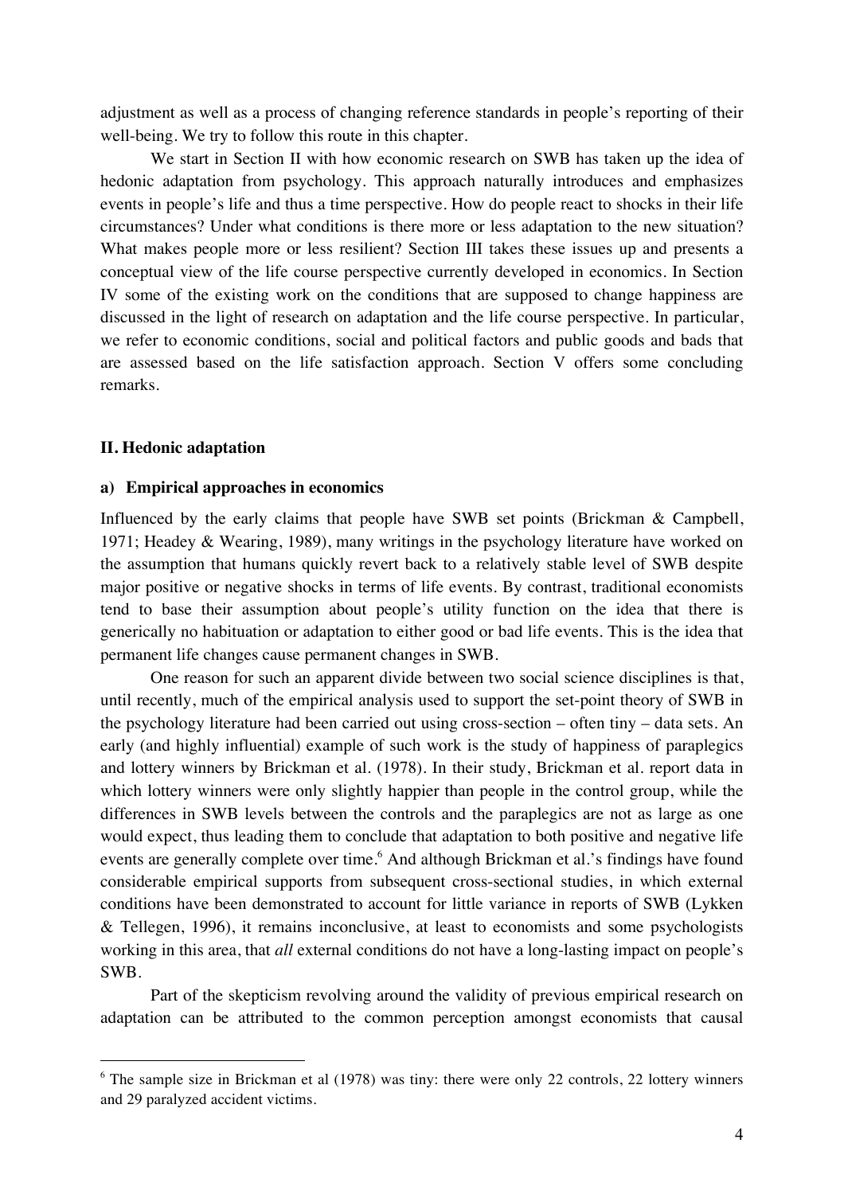adjustment as well as a process of changing reference standards in people's reporting of their well-being. We try to follow this route in this chapter.

We start in Section II with how economic research on SWB has taken up the idea of hedonic adaptation from psychology. This approach naturally introduces and emphasizes events in people's life and thus a time perspective. How do people react to shocks in their life circumstances? Under what conditions is there more or less adaptation to the new situation? What makes people more or less resilient? Section III takes these issues up and presents a conceptual view of the life course perspective currently developed in economics. In Section IV some of the existing work on the conditions that are supposed to change happiness are discussed in the light of research on adaptation and the life course perspective. In particular, we refer to economic conditions, social and political factors and public goods and bads that are assessed based on the life satisfaction approach. Section V offers some concluding remarks.

## II. Hedonic adaptation

### a) Empirical approaches in economics

Influenced by the early claims that people have SWB set points (Brickman & Campbell, 1971; Headey & Wearing, 1989), many writings in the psychology literature have worked on the assumption that humans quickly revert back to a relatively stable level of SWB despite major positive or negative shocks in terms of life events. By contrast, traditional economists tend to base their assumption about people's utility function on the idea that there is generically no habituation or adaptation to either good or bad life events. This is the idea that permanent life changes cause permanent changes in SWB.

One reason for such an apparent divide between two social science disciplines is that, until recently, much of the empirical analysis used to support the set-point theory of SWB in the psychology literature had been carried out using cross-section – often tiny – data sets. An early (and highly influential) example of such work is the study of happiness of paraplegics and lottery winners by Brickman et al. (1978). In their study, Brickman et al. report data in which lottery winners were only slightly happier than people in the control group, while the differences in SWB levels between the controls and the paraplegics are not as large as one would expect, thus leading them to conclude that adaptation to both positive and negative life events are generally complete over time.[6] And although Brickman et al.'s findings have found considerable empirical supports from subsequent cross-sectional studies, in which external conditions have been demonstrated to account for little variance in reports of SWB (Lykken & Tellegen, 1996), it remains inconclusive, at least to economists and some psychologists working in this area, that *all* external conditions do not have a long-lasting impact on people's SWB.

Part of the skepticism revolving around the validity of previous empirical research on adaptation can be attributed to the common perception amongst economists that causal

---

[6] The sample size in Brickman et al (1978) was tiny: there were only 22 controls, 22 lottery winners and 29 paralyzed accident victims.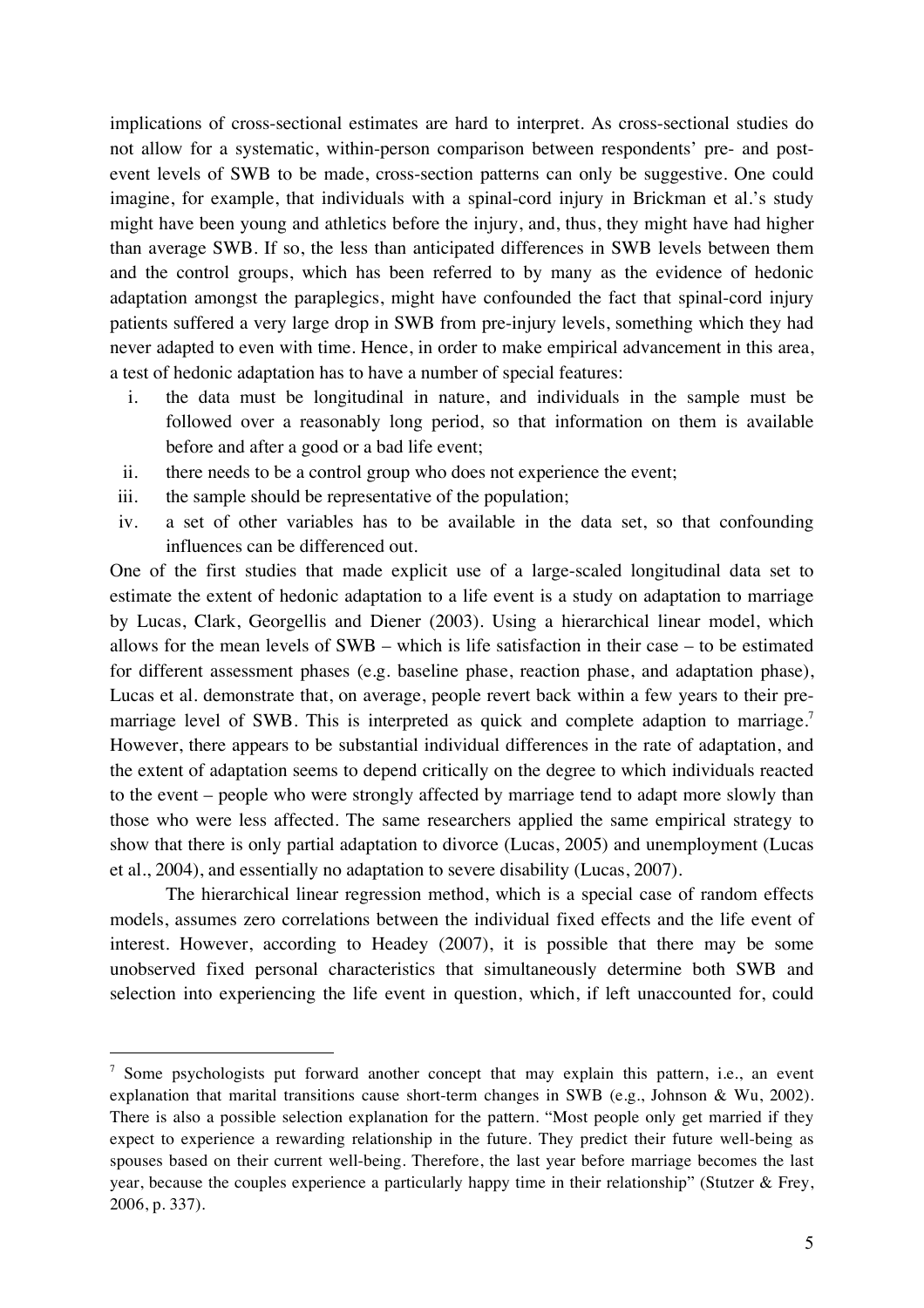implications of cross-sectional estimates are hard to interpret. As cross-sectional studies do not allow for a systematic, within-person comparison between respondents' pre- and post-event levels of SWB to be made, cross-section patterns can only be suggestive. One could imagine, for example, that individuals with a spinal-cord injury in Brickman et al.'s study might have been young and athletics before the injury, and, thus, they might have had higher than average SWB. If so, the less than anticipated differences in SWB levels between them and the control groups, which has been referred to by many as the evidence of hedonic adaptation amongst the paraplegics, might have confounded the fact that spinal-cord injury patients suffered a very large drop in SWB from pre-injury levels, something which they had never adapted to even with time. Hence, in order to make empirical advancement in this area, a test of hedonic adaptation has to have a number of special features:

i. the data must be longitudinal in nature, and individuals in the sample must be followed over a reasonably long period, so that information on them is available before and after a good or a bad life event;
ii. there needs to be a control group who does not experience the event;
iii. the sample should be representative of the population;
iv. a set of other variables has to be available in the data set, so that confounding influences can be differenced out.

One of the first studies that made explicit use of a large-scaled longitudinal data set to estimate the extent of hedonic adaptation to a life event is a study on adaptation to marriage by Lucas, Clark, Georgellis and Diener (2003). Using a hierarchical linear model, which allows for the mean levels of SWB – which is life satisfaction in their case – to be estimated for different assessment phases (e.g. baseline phase, reaction phase, and adaptation phase), Lucas et al. demonstrate that, on average, people revert back within a few years to their pre-marriage level of SWB. This is interpreted as quick and complete adaption to marriage.[7] However, there appears to be substantial individual differences in the rate of adaptation, and the extent of adaptation seems to depend critically on the degree to which individuals reacted to the event – people who were strongly affected by marriage tend to adapt more slowly than those who were less affected. The same researchers applied the same empirical strategy to show that there is only partial adaptation to divorce (Lucas, 2005) and unemployment (Lucas et al., 2004), and essentially no adaptation to severe disability (Lucas, 2007).

The hierarchical linear regression method, which is a special case of random effects models, assumes zero correlations between the individual fixed effects and the life event of interest. However, according to Headey (2007), it is possible that there may be some unobserved fixed personal characteristics that simultaneously determine both SWB and selection into experiencing the life event in question, which, if left unaccounted for, could

[7] Some psychologists put forward another concept that may explain this pattern, i.e., an event explanation that marital transitions cause short-term changes in SWB (e.g., Johnson & Wu, 2002). There is also a possible selection explanation for the pattern. "Most people only get married if they expect to experience a rewarding relationship in the future. They predict their future well-being as spouses based on their current well-being. Therefore, the last year before marriage becomes the last year, because the couples experience a particularly happy time in their relationship" (Stutzer & Frey, 2006, p. 337).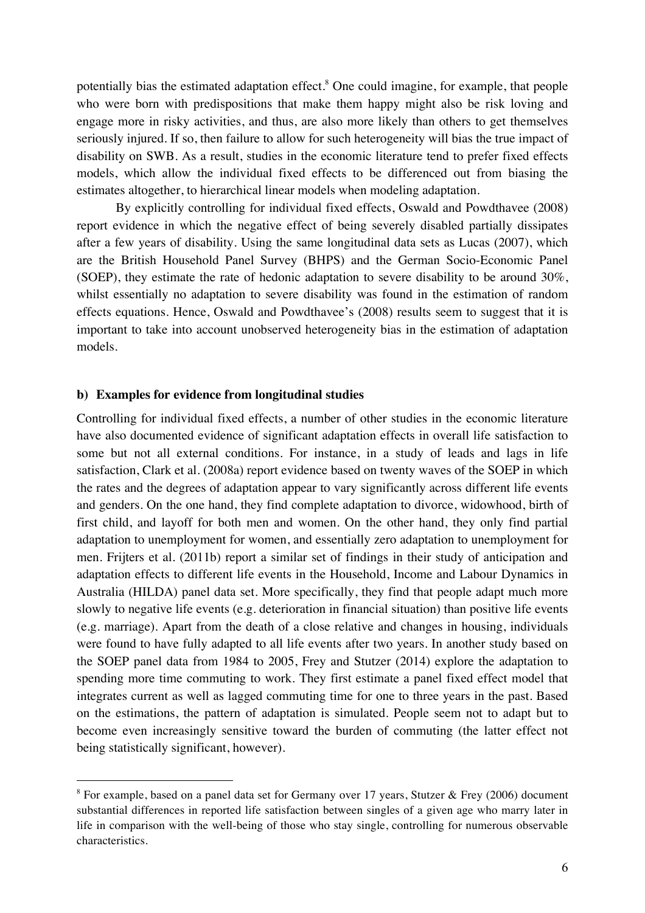potentially bias the estimated adaptation effect.[8] One could imagine, for example, that people who were born with predispositions that make them happy might also be risk loving and engage more in risky activities, and thus, are also more likely than others to get themselves seriously injured. If so, then failure to allow for such heterogeneity will bias the true impact of disability on SWB. As a result, studies in the economic literature tend to prefer fixed effects models, which allow the individual fixed effects to be differenced out from biasing the estimates altogether, to hierarchical linear models when modeling adaptation.

By explicitly controlling for individual fixed effects, Oswald and Powdthavee (2008) report evidence in which the negative effect of being severely disabled partially dissipates after a few years of disability. Using the same longitudinal data sets as Lucas (2007), which are the British Household Panel Survey (BHPS) and the German Socio-Economic Panel (SOEP), they estimate the rate of hedonic adaptation to severe disability to be around 30%, whilst essentially no adaptation to severe disability was found in the estimation of random effects equations. Hence, Oswald and Powdthavee's (2008) results seem to suggest that it is important to take into account unobserved heterogeneity bias in the estimation of adaptation models.

### b) Examples for evidence from longitudinal studies

Controlling for individual fixed effects, a number of other studies in the economic literature have also documented evidence of significant adaptation effects in overall life satisfaction to some but not all external conditions. For instance, in a study of leads and lags in life satisfaction, Clark et al. (2008a) report evidence based on twenty waves of the SOEP in which the rates and the degrees of adaptation appear to vary significantly across different life events and genders. On the one hand, they find complete adaptation to divorce, widowhood, birth of first child, and layoff for both men and women. On the other hand, they only find partial adaptation to unemployment for women, and essentially zero adaptation to unemployment for men. Frijters et al. (2011b) report a similar set of findings in their study of anticipation and adaptation effects to different life events in the Household, Income and Labour Dynamics in Australia (HILDA) panel data set. More specifically, they find that people adapt much more slowly to negative life events (e.g. deterioration in financial situation) than positive life events (e.g. marriage). Apart from the death of a close relative and changes in housing, individuals were found to have fully adapted to all life events after two years. In another study based on the SOEP panel data from 1984 to 2005, Frey and Stutzer (2014) explore the adaptation to spending more time commuting to work. They first estimate a panel fixed effect model that integrates current as well as lagged commuting time for one to three years in the past. Based on the estimations, the pattern of adaptation is simulated. People seem not to adapt but to become even increasingly sensitive toward the burden of commuting (the latter effect not being statistically significant, however).

---

[8] For example, based on a panel data set for Germany over 17 years, Stutzer & Frey (2006) document substantial differences in reported life satisfaction between singles of a given age who marry later in life in comparison with the well-being of those who stay single, controlling for numerous observable characteristics.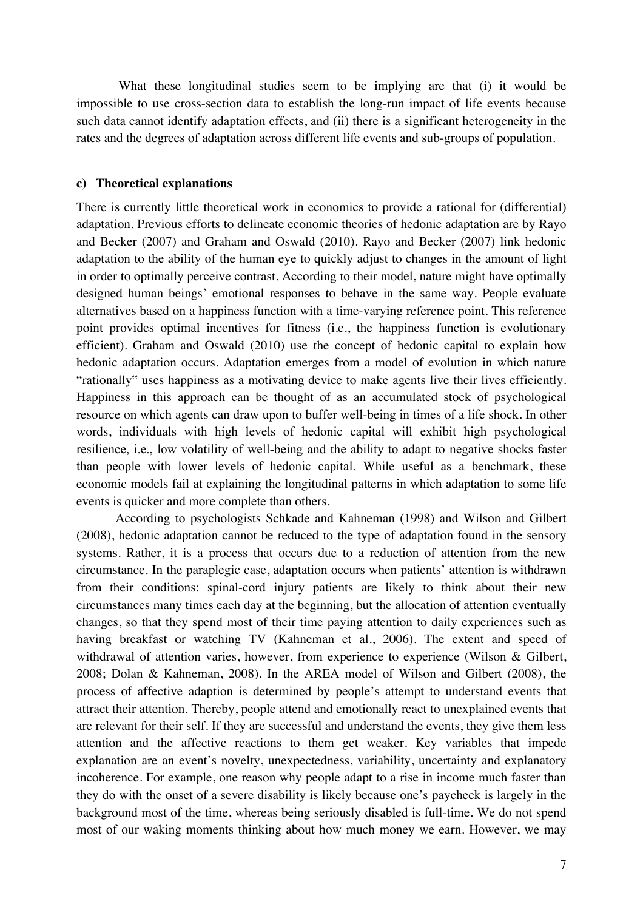What these longitudinal studies seem to be implying are that (i) it would be impossible to use cross-section data to establish the long-run impact of life events because such data cannot identify adaptation effects, and (ii) there is a significant heterogeneity in the rates and the degrees of adaptation across different life events and sub-groups of population.

### c) Theoretical explanations

There is currently little theoretical work in economics to provide a rational for (differential) adaptation. Previous efforts to delineate economic theories of hedonic adaptation are by Rayo and Becker (2007) and Graham and Oswald (2010). Rayo and Becker (2007) link hedonic adaptation to the ability of the human eye to quickly adjust to changes in the amount of light in order to optimally perceive contrast. According to their model, nature might have optimally designed human beings' emotional responses to behave in the same way. People evaluate alternatives based on a happiness function with a time-varying reference point. This reference point provides optimal incentives for fitness (i.e., the happiness function is evolutionary efficient). Graham and Oswald (2010) use the concept of hedonic capital to explain how hedonic adaptation occurs. Adaptation emerges from a model of evolution in which nature "rationally" uses happiness as a motivating device to make agents live their lives efficiently. Happiness in this approach can be thought of as an accumulated stock of psychological resource on which agents can draw upon to buffer well-being in times of a life shock. In other words, individuals with high levels of hedonic capital will exhibit high psychological resilience, i.e., low volatility of well-being and the ability to adapt to negative shocks faster than people with lower levels of hedonic capital. While useful as a benchmark, these economic models fail at explaining the longitudinal patterns in which adaptation to some life events is quicker and more complete than others.

According to psychologists Schkade and Kahneman (1998) and Wilson and Gilbert (2008), hedonic adaptation cannot be reduced to the type of adaptation found in the sensory systems. Rather, it is a process that occurs due to a reduction of attention from the new circumstance. In the paraplegic case, adaptation occurs when patients' attention is withdrawn from their conditions: spinal-cord injury patients are likely to think about their new circumstances many times each day at the beginning, but the allocation of attention eventually changes, so that they spend most of their time paying attention to daily experiences such as having breakfast or watching TV (Kahneman et al., 2006). The extent and speed of withdrawal of attention varies, however, from experience to experience (Wilson & Gilbert, 2008; Dolan & Kahneman, 2008). In the AREA model of Wilson and Gilbert (2008), the process of affective adaption is determined by people's attempt to understand events that attract their attention. Thereby, people attend and emotionally react to unexplained events that are relevant for their self. If they are successful and understand the events, they give them less attention and the affective reactions to them get weaker. Key variables that impede explanation are an event's novelty, unexpectedness, variability, uncertainty and explanatory incoherence. For example, one reason why people adapt to a rise in income much faster than they do with the onset of a severe disability is likely because one's paycheck is largely in the background most of the time, whereas being seriously disabled is full-time. We do not spend most of our waking moments thinking about how much money we earn. However, we may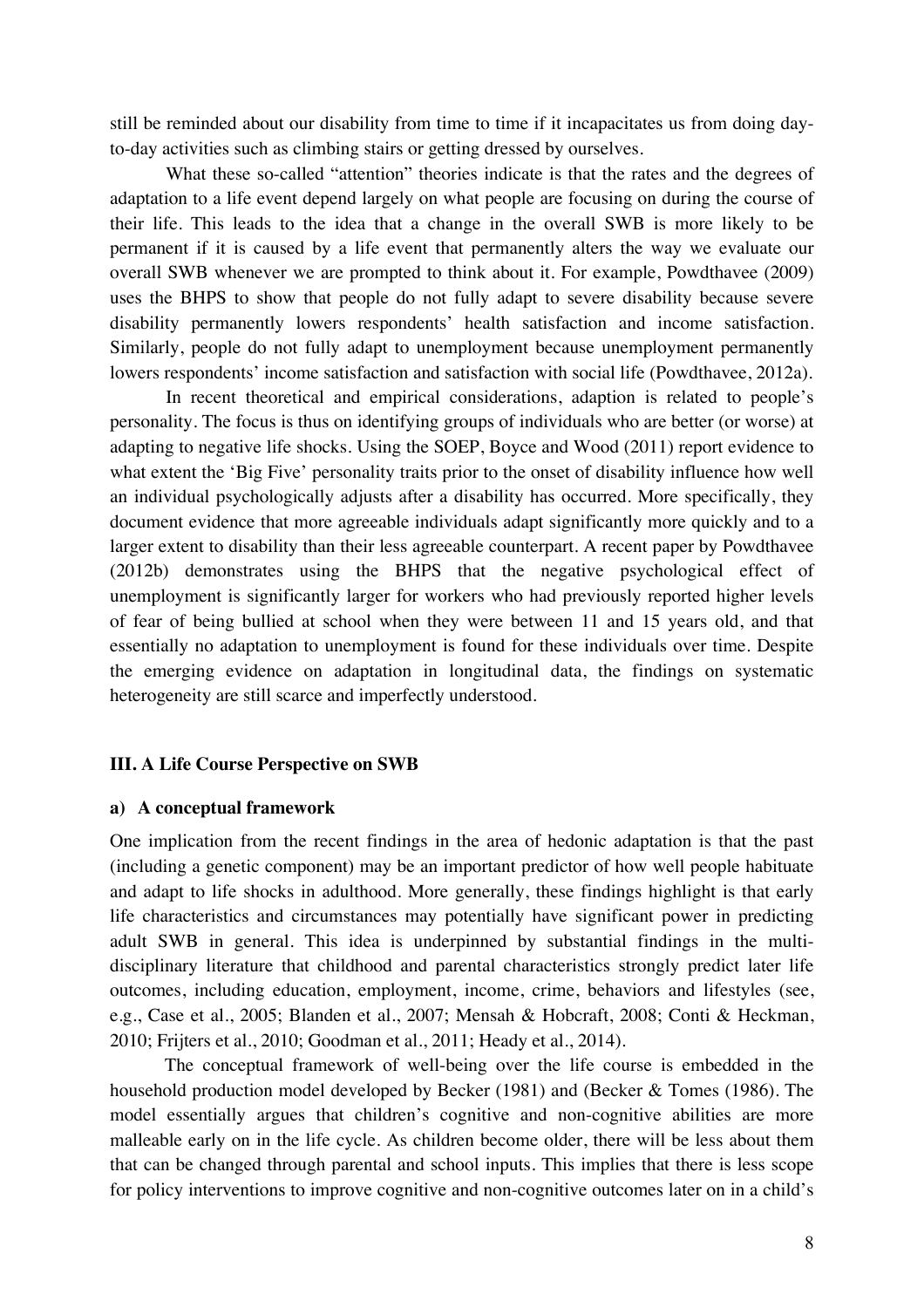still be reminded about our disability from time to time if it incapacitates us from doing day-to-day activities such as climbing stairs or getting dressed by ourselves.

What these so-called "attention" theories indicate is that the rates and the degrees of adaptation to a life event depend largely on what people are focusing on during the course of their life. This leads to the idea that a change in the overall SWB is more likely to be permanent if it is caused by a life event that permanently alters the way we evaluate our overall SWB whenever we are prompted to think about it. For example, Powdthavee (2009) uses the BHPS to show that people do not fully adapt to severe disability because severe disability permanently lowers respondents' health satisfaction and income satisfaction. Similarly, people do not fully adapt to unemployment because unemployment permanently lowers respondents' income satisfaction and satisfaction with social life (Powdthavee, 2012a).

In recent theoretical and empirical considerations, adaption is related to people's personality. The focus is thus on identifying groups of individuals who are better (or worse) at adapting to negative life shocks. Using the SOEP, Boyce and Wood (2011) report evidence to what extent the 'Big Five' personality traits prior to the onset of disability influence how well an individual psychologically adjusts after a disability has occurred. More specifically, they document evidence that more agreeable individuals adapt significantly more quickly and to a larger extent to disability than their less agreeable counterpart. A recent paper by Powdthavee (2012b) demonstrates using the BHPS that the negative psychological effect of unemployment is significantly larger for workers who had previously reported higher levels of fear of being bullied at school when they were between 11 and 15 years old, and that essentially no adaptation to unemployment is found for these individuals over time. Despite the emerging evidence on adaptation in longitudinal data, the findings on systematic heterogeneity are still scarce and imperfectly understood.

## III. A Life Course Perspective on SWB

### a) A conceptual framework

One implication from the recent findings in the area of hedonic adaptation is that the past (including a genetic component) may be an important predictor of how well people habituate and adapt to life shocks in adulthood. More generally, these findings highlight is that early life characteristics and circumstances may potentially have significant power in predicting adult SWB in general. This idea is underpinned by substantial findings in the multi-disciplinary literature that childhood and parental characteristics strongly predict later life outcomes, including education, employment, income, crime, behaviors and lifestyles (see, e.g., Case et al., 2005; Blanden et al., 2007; Mensah & Hobcraft, 2008; Conti & Heckman, 2010; Frijters et al., 2010; Goodman et al., 2011; Heady et al., 2014).

The conceptual framework of well-being over the life course is embedded in the household production model developed by Becker (1981) and (Becker & Tomes (1986). The model essentially argues that children's cognitive and non-cognitive abilities are more malleable early on in the life cycle. As children become older, there will be less about them that can be changed through parental and school inputs. This implies that there is less scope for policy interventions to improve cognitive and non-cognitive outcomes later on in a child's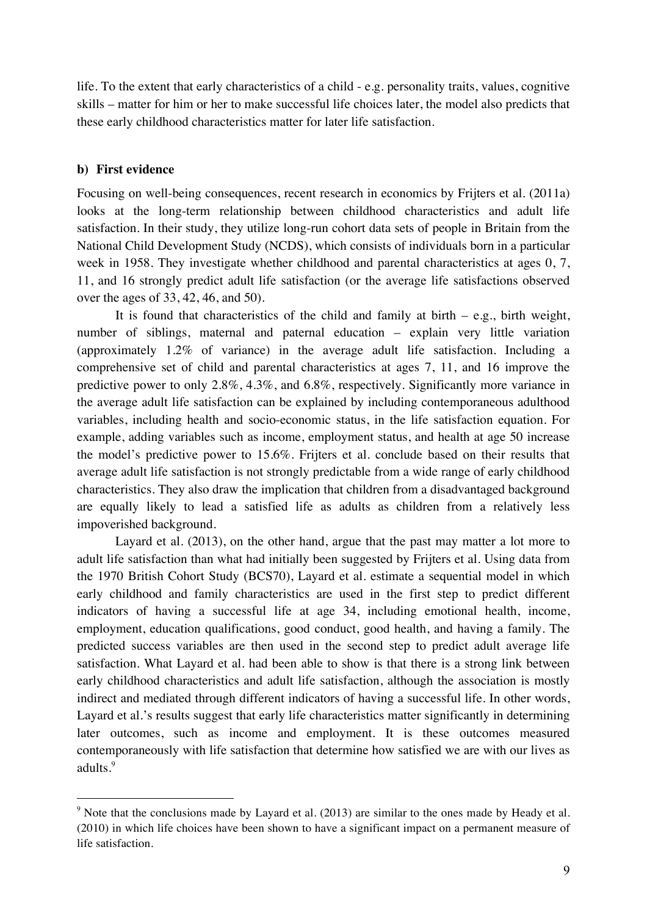life. To the extent that early characteristics of a child - e.g. personality traits, values, cognitive skills – matter for him or her to make successful life choices later, the model also predicts that these early childhood characteristics matter for later life satisfaction.

### b) First evidence

Focusing on well-being consequences, recent research in economics by Frijters et al. (2011a) looks at the long-term relationship between childhood characteristics and adult life satisfaction. In their study, they utilize long-run cohort data sets of people in Britain from the National Child Development Study (NCDS), which consists of individuals born in a particular week in 1958. They investigate whether childhood and parental characteristics at ages 0, 7, 11, and 16 strongly predict adult life satisfaction (or the average life satisfactions observed over the ages of 33, 42, 46, and 50).

It is found that characteristics of the child and family at birth – e.g., birth weight, number of siblings, maternal and paternal education – explain very little variation (approximately 1.2% of variance) in the average adult life satisfaction. Including a comprehensive set of child and parental characteristics at ages 7, 11, and 16 improve the predictive power to only 2.8%, 4.3%, and 6.8%, respectively. Significantly more variance in the average adult life satisfaction can be explained by including contemporaneous adulthood variables, including health and socio-economic status, in the life satisfaction equation. For example, adding variables such as income, employment status, and health at age 50 increase the model's predictive power to 15.6%. Frijters et al. conclude based on their results that average adult life satisfaction is not strongly predictable from a wide range of early childhood characteristics. They also draw the implication that children from a disadvantaged background are equally likely to lead a satisfied life as adults as children from a relatively less impoverished background.

Layard et al. (2013), on the other hand, argue that the past may matter a lot more to adult life satisfaction than what had initially been suggested by Frijters et al. Using data from the 1970 British Cohort Study (BCS70), Layard et al. estimate a sequential model in which early childhood and family characteristics are used in the first step to predict different indicators of having a successful life at age 34, including emotional health, income, employment, education qualifications, good conduct, good health, and having a family. The predicted success variables are then used in the second step to predict adult average life satisfaction. What Layard et al. had been able to show is that there is a strong link between early childhood characteristics and adult life satisfaction, although the association is mostly indirect and mediated through different indicators of having a successful life. In other words, Layard et al.'s results suggest that early life characteristics matter significantly in determining later outcomes, such as income and employment. It is these outcomes measured contemporaneously with life satisfaction that determine how satisfied we are with our lives as adults.[9]

---

[9] Note that the conclusions made by Layard et al. (2013) are similar to the ones made by Heady et al. (2010) in which life choices have been shown to have a significant impact on a permanent measure of life satisfaction.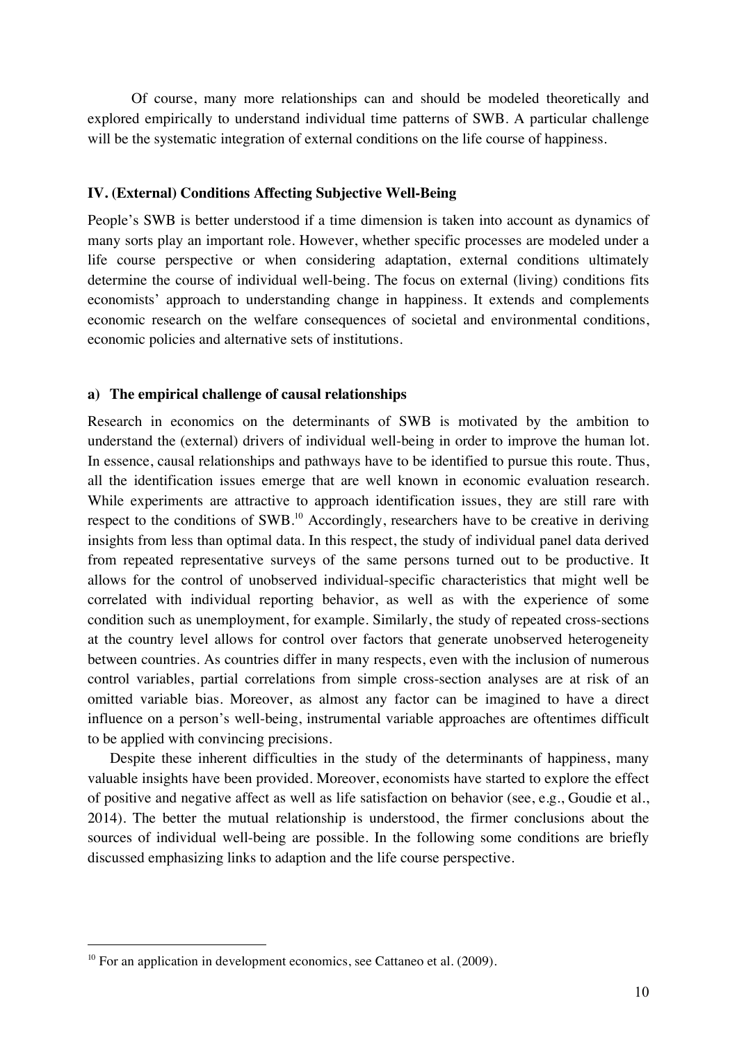Of course, many more relationships can and should be modeled theoretically and explored empirically to understand individual time patterns of SWB. A particular challenge will be the systematic integration of external conditions on the life course of happiness.

## IV. (External) Conditions Affecting Subjective Well-Being

People's SWB is better understood if a time dimension is taken into account as dynamics of many sorts play an important role. However, whether specific processes are modeled under a life course perspective or when considering adaptation, external conditions ultimately determine the course of individual well-being. The focus on external (living) conditions fits economists' approach to understanding change in happiness. It extends and complements economic research on the welfare consequences of societal and environmental conditions, economic policies and alternative sets of institutions.

### a) The empirical challenge of causal relationships

Research in economics on the determinants of SWB is motivated by the ambition to understand the (external) drivers of individual well-being in order to improve the human lot. In essence, causal relationships and pathways have to be identified to pursue this route. Thus, all the identification issues emerge that are well known in economic evaluation research. While experiments are attractive to approach identification issues, they are still rare with respect to the conditions of SWB.[10] Accordingly, researchers have to be creative in deriving insights from less than optimal data. In this respect, the study of individual panel data derived from repeated representative surveys of the same persons turned out to be productive. It allows for the control of unobserved individual-specific characteristics that might well be correlated with individual reporting behavior, as well as with the experience of some condition such as unemployment, for example. Similarly, the study of repeated cross-sections at the country level allows for control over factors that generate unobserved heterogeneity between countries. As countries differ in many respects, even with the inclusion of numerous control variables, partial correlations from simple cross-section analyses are at risk of an omitted variable bias. Moreover, as almost any factor can be imagined to have a direct influence on a person's well-being, instrumental variable approaches are oftentimes difficult to be applied with convincing precisions.

Despite these inherent difficulties in the study of the determinants of happiness, many valuable insights have been provided. Moreover, economists have started to explore the effect of positive and negative affect as well as life satisfaction on behavior (see, e.g., Goudie et al., 2014). The better the mutual relationship is understood, the firmer conclusions about the sources of individual well-being are possible. In the following some conditions are briefly discussed emphasizing links to adaption and the life course perspective.

---

[10] For an application in development economics, see Cattaneo et al. (2009).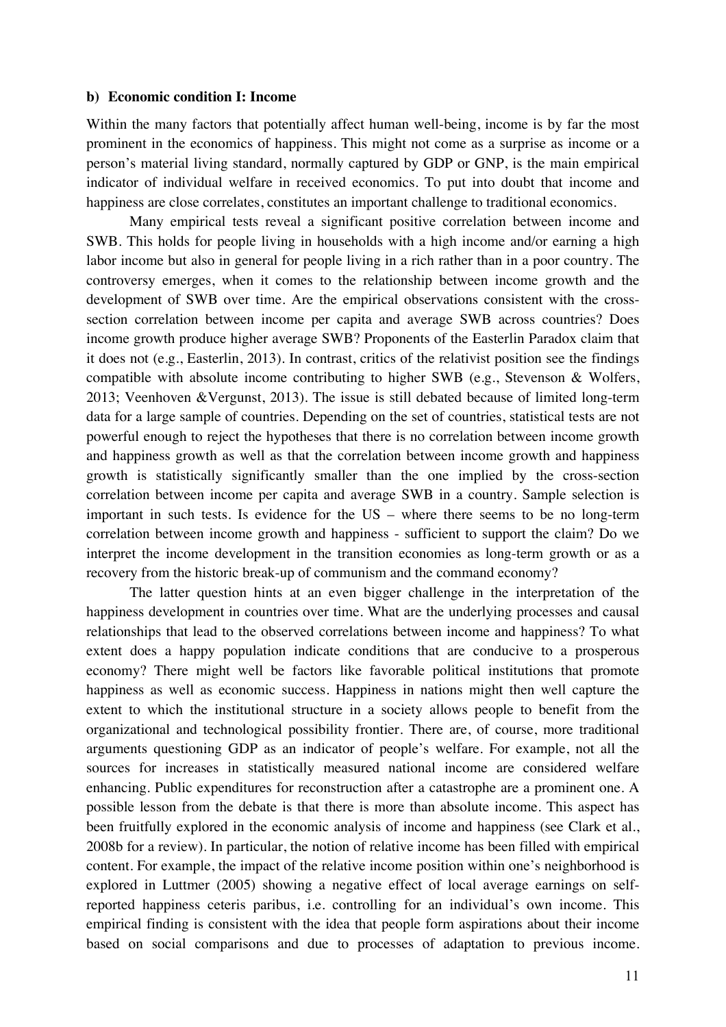#### b) Economic condition I: Income

Within the many factors that potentially affect human well-being, income is by far the most prominent in the economics of happiness. This might not come as a surprise as income or a person's material living standard, normally captured by GDP or GNP, is the main empirical indicator of individual welfare in received economics. To put into doubt that income and happiness are close correlates, constitutes an important challenge to traditional economics.

Many empirical tests reveal a significant positive correlation between income and SWB. This holds for people living in households with a high income and/or earning a high labor income but also in general for people living in a rich rather than in a poor country. The controversy emerges, when it comes to the relationship between income growth and the development of SWB over time. Are the empirical observations consistent with the cross-section correlation between income per capita and average SWB across countries? Does income growth produce higher average SWB? Proponents of the Easterlin Paradox claim that it does not (e.g., Easterlin, 2013). In contrast, critics of the relativist position see the findings compatible with absolute income contributing to higher SWB (e.g., Stevenson & Wolfers, 2013; Veenhoven &Vergunst, 2013). The issue is still debated because of limited long-term data for a large sample of countries. Depending on the set of countries, statistical tests are not powerful enough to reject the hypotheses that there is no correlation between income growth and happiness growth as well as that the correlation between income growth and happiness growth is statistically significantly smaller than the one implied by the cross-section correlation between income per capita and average SWB in a country. Sample selection is important in such tests. Is evidence for the US – where there seems to be no long-term correlation between income growth and happiness - sufficient to support the claim? Do we interpret the income development in the transition economies as long-term growth or as a recovery from the historic break-up of communism and the command economy?

The latter question hints at an even bigger challenge in the interpretation of the happiness development in countries over time. What are the underlying processes and causal relationships that lead to the observed correlations between income and happiness? To what extent does a happy population indicate conditions that are conducive to a prosperous economy? There might well be factors like favorable political institutions that promote happiness as well as economic success. Happiness in nations might then well capture the extent to which the institutional structure in a society allows people to benefit from the organizational and technological possibility frontier. There are, of course, more traditional arguments questioning GDP as an indicator of people's welfare. For example, not all the sources for increases in statistically measured national income are considered welfare enhancing. Public expenditures for reconstruction after a catastrophe are a prominent one. A possible lesson from the debate is that there is more than absolute income. This aspect has been fruitfully explored in the economic analysis of income and happiness (see Clark et al., 2008b for a review). In particular, the notion of relative income has been filled with empirical content. For example, the impact of the relative income position within one's neighborhood is explored in Luttmer (2005) showing a negative effect of local average earnings on self-reported happiness ceteris paribus, i.e. controlling for an individual's own income. This empirical finding is consistent with the idea that people form aspirations about their income based on social comparisons and due to processes of adaptation to previous income.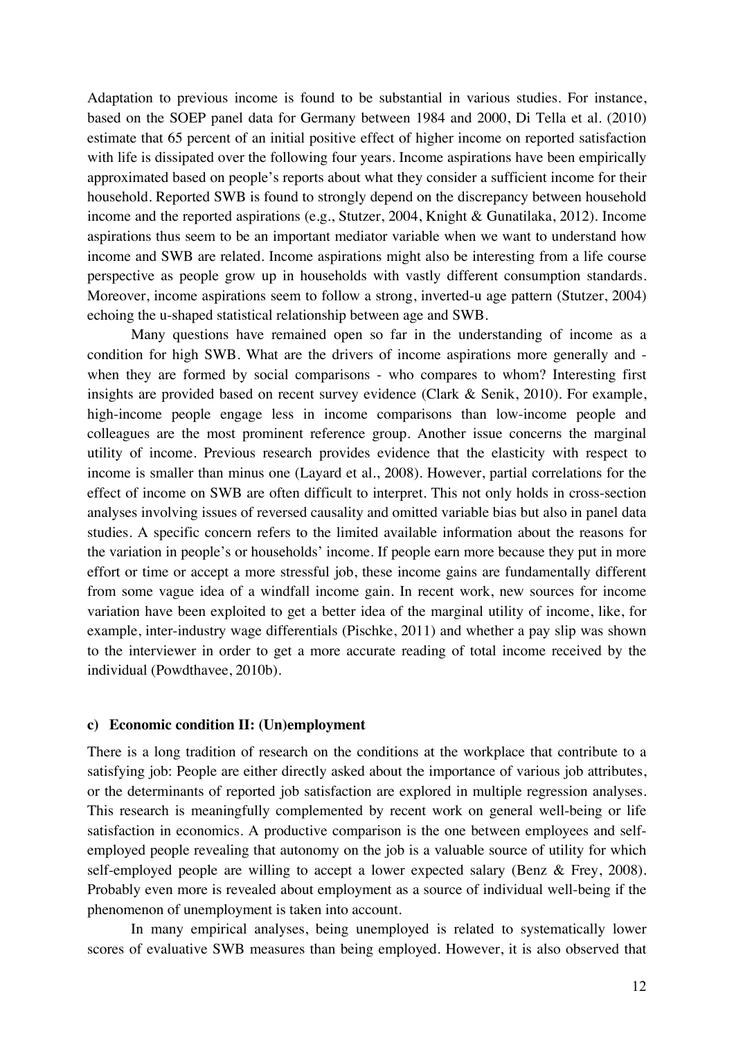Adaptation to previous income is found to be substantial in various studies. For instance, based on the SOEP panel data for Germany between 1984 and 2000, Di Tella et al. (2010) estimate that 65 percent of an initial positive effect of higher income on reported satisfaction with life is dissipated over the following four years. Income aspirations have been empirically approximated based on people's reports about what they consider a sufficient income for their household. Reported SWB is found to strongly depend on the discrepancy between household income and the reported aspirations (e.g., Stutzer, 2004, Knight & Gunatilaka, 2012). Income aspirations thus seem to be an important mediator variable when we want to understand how income and SWB are related. Income aspirations might also be interesting from a life course perspective as people grow up in households with vastly different consumption standards. Moreover, income aspirations seem to follow a strong, inverted-u age pattern (Stutzer, 2004) echoing the u-shaped statistical relationship between age and SWB.

Many questions have remained open so far in the understanding of income as a condition for high SWB. What are the drivers of income aspirations more generally and - when they are formed by social comparisons - who compares to whom? Interesting first insights are provided based on recent survey evidence (Clark & Senik, 2010). For example, high-income people engage less in income comparisons than low-income people and colleagues are the most prominent reference group. Another issue concerns the marginal utility of income. Previous research provides evidence that the elasticity with respect to income is smaller than minus one (Layard et al., 2008). However, partial correlations for the effect of income on SWB are often difficult to interpret. This not only holds in cross-section analyses involving issues of reversed causality and omitted variable bias but also in panel data studies. A specific concern refers to the limited available information about the reasons for the variation in people's or households' income. If people earn more because they put in more effort or time or accept a more stressful job, these income gains are fundamentally different from some vague idea of a windfall income gain. In recent work, new sources for income variation have been exploited to get a better idea of the marginal utility of income, like, for example, inter-industry wage differentials (Pischke, 2011) and whether a pay slip was shown to the interviewer in order to get a more accurate reading of total income received by the individual (Powdthavee, 2010b).

### c) Economic condition II: (Un)employment

There is a long tradition of research on the conditions at the workplace that contribute to a satisfying job: People are either directly asked about the importance of various job attributes, or the determinants of reported job satisfaction are explored in multiple regression analyses. This research is meaningfully complemented by recent work on general well-being or life satisfaction in economics. A productive comparison is the one between employees and self-employed people revealing that autonomy on the job is a valuable source of utility for which self-employed people are willing to accept a lower expected salary (Benz & Frey, 2008). Probably even more is revealed about employment as a source of individual well-being if the phenomenon of unemployment is taken into account.

In many empirical analyses, being unemployed is related to systematically lower scores of evaluative SWB measures than being employed. However, it is also observed that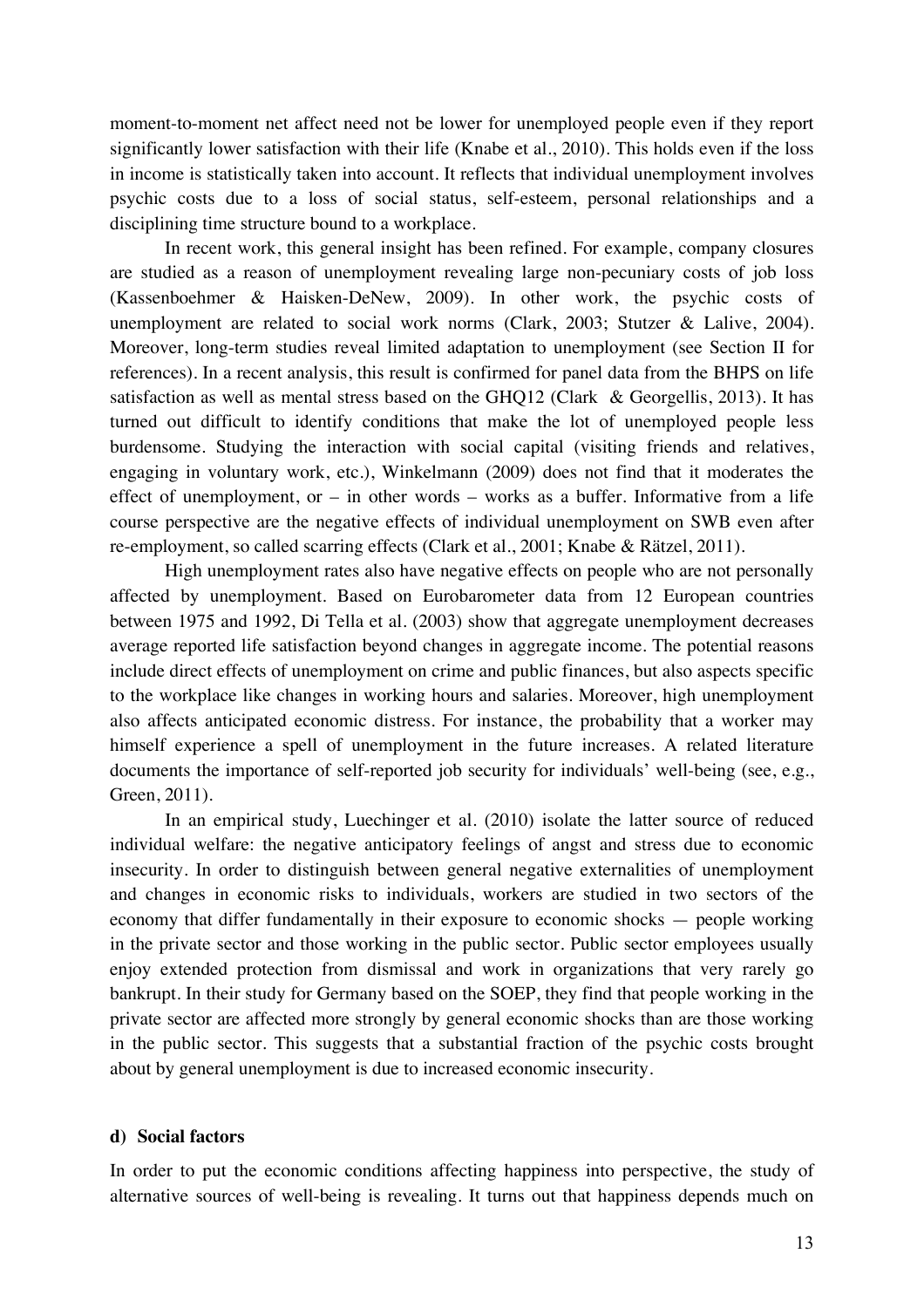moment-to-moment net affect need not be lower for unemployed people even if they report significantly lower satisfaction with their life (Knabe et al., 2010). This holds even if the loss in income is statistically taken into account. It reflects that individual unemployment involves psychic costs due to a loss of social status, self-esteem, personal relationships and a disciplining time structure bound to a workplace.

In recent work, this general insight has been refined. For example, company closures are studied as a reason of unemployment revealing large non-pecuniary costs of job loss (Kassenboehmer & Haisken-DeNew, 2009). In other work, the psychic costs of unemployment are related to social work norms (Clark, 2003; Stutzer & Lalive, 2004). Moreover, long-term studies reveal limited adaptation to unemployment (see Section II for references). In a recent analysis, this result is confirmed for panel data from the BHPS on life satisfaction as well as mental stress based on the GHQ12 (Clark & Georgellis, 2013). It has turned out difficult to identify conditions that make the lot of unemployed people less burdensome. Studying the interaction with social capital (visiting friends and relatives, engaging in voluntary work, etc.), Winkelmann (2009) does not find that it moderates the effect of unemployment, or – in other words – works as a buffer. Informative from a life course perspective are the negative effects of individual unemployment on SWB even after re-employment, so called scarring effects (Clark et al., 2001; Knabe & Rätzel, 2011).

High unemployment rates also have negative effects on people who are not personally affected by unemployment. Based on Eurobarometer data from 12 European countries between 1975 and 1992, Di Tella et al. (2003) show that aggregate unemployment decreases average reported life satisfaction beyond changes in aggregate income. The potential reasons include direct effects of unemployment on crime and public finances, but also aspects specific to the workplace like changes in working hours and salaries. Moreover, high unemployment also affects anticipated economic distress. For instance, the probability that a worker may himself experience a spell of unemployment in the future increases. A related literature documents the importance of self-reported job security for individuals' well-being (see, e.g., Green, 2011).

In an empirical study, Luechinger et al. (2010) isolate the latter source of reduced individual welfare: the negative anticipatory feelings of angst and stress due to economic insecurity. In order to distinguish between general negative externalities of unemployment and changes in economic risks to individuals, workers are studied in two sectors of the economy that differ fundamentally in their exposure to economic shocks — people working in the private sector and those working in the public sector. Public sector employees usually enjoy extended protection from dismissal and work in organizations that very rarely go bankrupt. In their study for Germany based on the SOEP, they find that people working in the private sector are affected more strongly by general economic shocks than are those working in the public sector. This suggests that a substantial fraction of the psychic costs brought about by general unemployment is due to increased economic insecurity.

#### d) Social factors

In order to put the economic conditions affecting happiness into perspective, the study of alternative sources of well-being is revealing. It turns out that happiness depends much on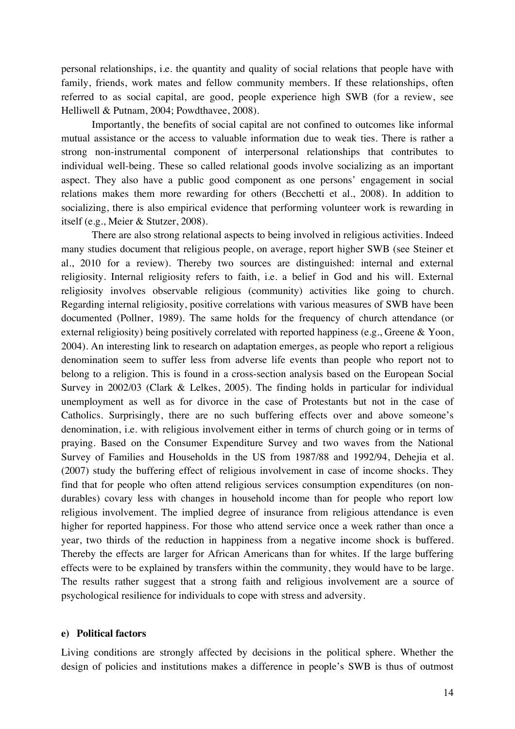personal relationships, i.e. the quantity and quality of social relations that people have with family, friends, work mates and fellow community members. If these relationships, often referred to as social capital, are good, people experience high SWB (for a review, see Helliwell & Putnam, 2004; Powdthavee, 2008).

Importantly, the benefits of social capital are not confined to outcomes like informal mutual assistance or the access to valuable information due to weak ties. There is rather a strong non-instrumental component of interpersonal relationships that contributes to individual well-being. These so called relational goods involve socializing as an important aspect. They also have a public good component as one persons' engagement in social relations makes them more rewarding for others (Becchetti et al., 2008). In addition to socializing, there is also empirical evidence that performing volunteer work is rewarding in itself (e.g., Meier & Stutzer, 2008).

There are also strong relational aspects to being involved in religious activities. Indeed many studies document that religious people, on average, report higher SWB (see Steiner et al., 2010 for a review). Thereby two sources are distinguished: internal and external religiosity. Internal religiosity refers to faith, i.e. a belief in God and his will. External religiosity involves observable religious (community) activities like going to church. Regarding internal religiosity, positive correlations with various measures of SWB have been documented (Pollner, 1989). The same holds for the frequency of church attendance (or external religiosity) being positively correlated with reported happiness (e.g., Greene & Yoon, 2004). An interesting link to research on adaptation emerges, as people who report a religious denomination seem to suffer less from adverse life events than people who report not to belong to a religion. This is found in a cross-section analysis based on the European Social Survey in 2002/03 (Clark & Lelkes, 2005). The finding holds in particular for individual unemployment as well as for divorce in the case of Protestants but not in the case of Catholics. Surprisingly, there are no such buffering effects over and above someone's denomination, i.e. with religious involvement either in terms of church going or in terms of praying. Based on the Consumer Expenditure Survey and two waves from the National Survey of Families and Households in the US from 1987/88 and 1992/94, Dehejia et al. (2007) study the buffering effect of religious involvement in case of income shocks. They find that for people who often attend religious services consumption expenditures (on non-durables) covary less with changes in household income than for people who report low religious involvement. The implied degree of insurance from religious attendance is even higher for reported happiness. For those who attend service once a week rather than once a year, two thirds of the reduction in happiness from a negative income shock is buffered. Thereby the effects are larger for African Americans than for whites. If the large buffering effects were to be explained by transfers within the community, they would have to be large. The results rather suggest that a strong faith and religious involvement are a source of psychological resilience for individuals to cope with stress and adversity.

**e) Political factors**

Living conditions are strongly affected by decisions in the political sphere. Whether the design of policies and institutions makes a difference in people's SWB is thus of outmost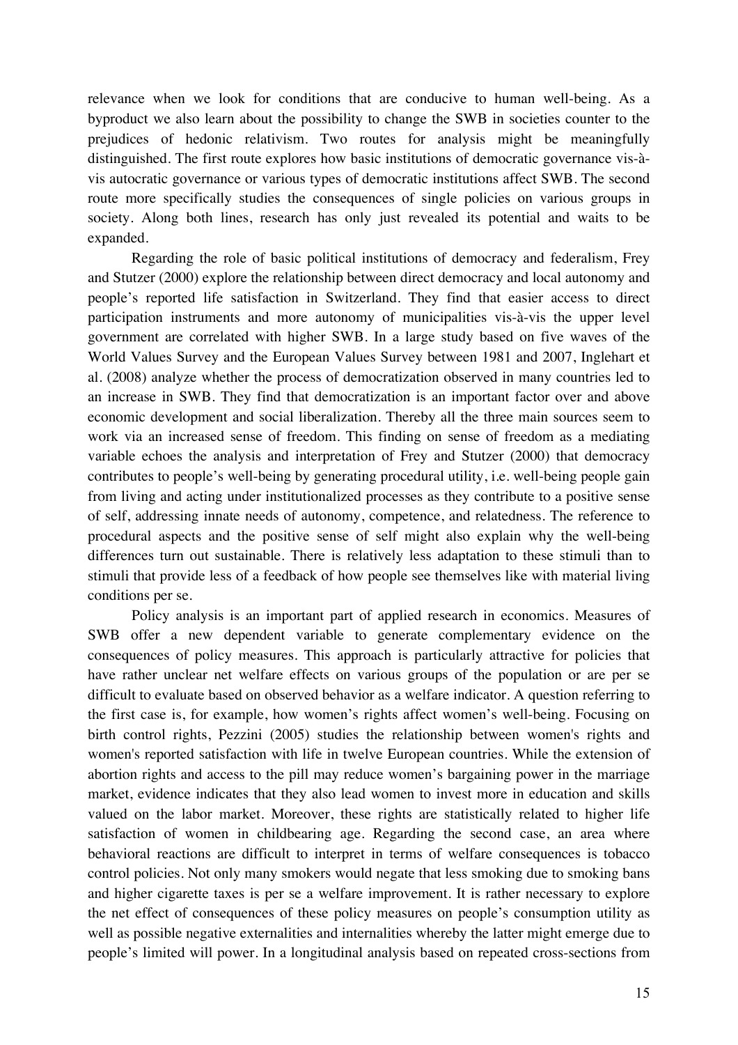relevance when we look for conditions that are conducive to human well-being. As a byproduct we also learn about the possibility to change the SWB in societies counter to the prejudices of hedonic relativism. Two routes for analysis might be meaningfully distinguished. The first route explores how basic institutions of democratic governance vis-à-vis autocratic governance or various types of democratic institutions affect SWB. The second route more specifically studies the consequences of single policies on various groups in society. Along both lines, research has only just revealed its potential and waits to be expanded.

Regarding the role of basic political institutions of democracy and federalism, Frey and Stutzer (2000) explore the relationship between direct democracy and local autonomy and people's reported life satisfaction in Switzerland. They find that easier access to direct participation instruments and more autonomy of municipalities vis-à-vis the upper level government are correlated with higher SWB. In a large study based on five waves of the World Values Survey and the European Values Survey between 1981 and 2007, Inglehart et al. (2008) analyze whether the process of democratization observed in many countries led to an increase in SWB. They find that democratization is an important factor over and above economic development and social liberalization. Thereby all the three main sources seem to work via an increased sense of freedom. This finding on sense of freedom as a mediating variable echoes the analysis and interpretation of Frey and Stutzer (2000) that democracy contributes to people's well-being by generating procedural utility, i.e. well-being people gain from living and acting under institutionalized processes as they contribute to a positive sense of self, addressing innate needs of autonomy, competence, and relatedness. The reference to procedural aspects and the positive sense of self might also explain why the well-being differences turn out sustainable. There is relatively less adaptation to these stimuli than to stimuli that provide less of a feedback of how people see themselves like with material living conditions per se.

Policy analysis is an important part of applied research in economics. Measures of SWB offer a new dependent variable to generate complementary evidence on the consequences of policy measures. This approach is particularly attractive for policies that have rather unclear net welfare effects on various groups of the population or are per se difficult to evaluate based on observed behavior as a welfare indicator. A question referring to the first case is, for example, how women's rights affect women's well-being. Focusing on birth control rights, Pezzini (2005) studies the relationship between women's rights and women's reported satisfaction with life in twelve European countries. While the extension of abortion rights and access to the pill may reduce women's bargaining power in the marriage market, evidence indicates that they also lead women to invest more in education and skills valued on the labor market. Moreover, these rights are statistically related to higher life satisfaction of women in childbearing age. Regarding the second case, an area where behavioral reactions are difficult to interpret in terms of welfare consequences is tobacco control policies. Not only many smokers would negate that less smoking due to smoking bans and higher cigarette taxes is per se a welfare improvement. It is rather necessary to explore the net effect of consequences of these policy measures on people's consumption utility as well as possible negative externalities and internalities whereby the latter might emerge due to people's limited will power. In a longitudinal analysis based on repeated cross-sections from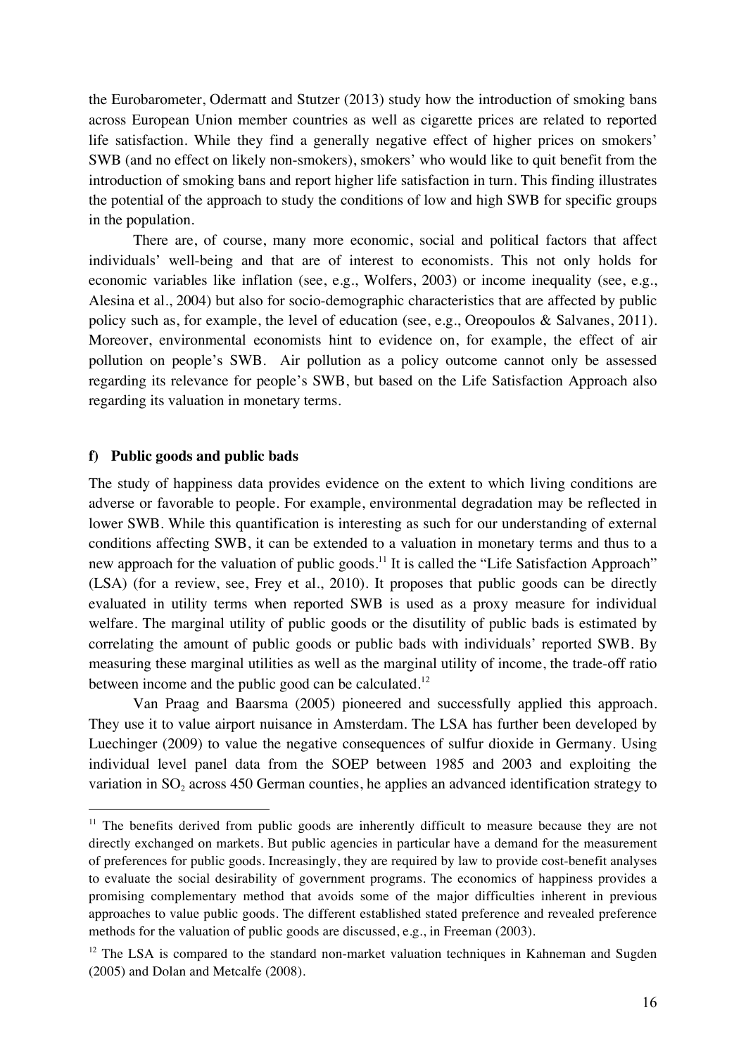the Eurobarometer, Odermatt and Stutzer (2013) study how the introduction of smoking bans across European Union member countries as well as cigarette prices are related to reported life satisfaction. While they find a generally negative effect of higher prices on smokers' SWB (and no effect on likely non-smokers), smokers' who would like to quit benefit from the introduction of smoking bans and report higher life satisfaction in turn. This finding illustrates the potential of the approach to study the conditions of low and high SWB for specific groups in the population.

There are, of course, many more economic, social and political factors that affect individuals' well-being and that are of interest to economists. This not only holds for economic variables like inflation (see, e.g., Wolfers, 2003) or income inequality (see, e.g., Alesina et al., 2004) but also for socio-demographic characteristics that are affected by public policy such as, for example, the level of education (see, e.g., Oreopoulos & Salvanes, 2011). Moreover, environmental economists hint to evidence on, for example, the effect of air pollution on people's SWB. Air pollution as a policy outcome cannot only be assessed regarding its relevance for people's SWB, but based on the Life Satisfaction Approach also regarding its valuation in monetary terms.

#### f) Public goods and public bads

The study of happiness data provides evidence on the extent to which living conditions are adverse or favorable to people. For example, environmental degradation may be reflected in lower SWB. While this quantification is interesting as such for our understanding of external conditions affecting SWB, it can be extended to a valuation in monetary terms and thus to a new approach for the valuation of public goods.[11] It is called the "Life Satisfaction Approach" (LSA) (for a review, see, Frey et al., 2010). It proposes that public goods can be directly evaluated in utility terms when reported SWB is used as a proxy measure for individual welfare. The marginal utility of public goods or the disutility of public bads is estimated by correlating the amount of public goods or public bads with individuals' reported SWB. By measuring these marginal utilities as well as the marginal utility of income, the trade-off ratio between income and the public good can be calculated.[12]

Van Praag and Baarsma (2005) pioneered and successfully applied this approach. They use it to value airport nuisance in Amsterdam. The LSA has further been developed by Luechinger (2009) to value the negative consequences of sulfur dioxide in Germany. Using individual level panel data from the SOEP between 1985 and 2003 and exploiting the variation in $SO_2$ across 450 German counties, he applies an advanced identification strategy to

---

[11] The benefits derived from public goods are inherently difficult to measure because they are not directly exchanged on markets. But public agencies in particular have a demand for the measurement of preferences for public goods. Increasingly, they are required by law to provide cost-benefit analyses to evaluate the social desirability of government programs. The economics of happiness provides a promising complementary method that avoids some of the major difficulties inherent in previous approaches to value public goods. The different established stated preference and revealed preference methods for the valuation of public goods are discussed, e.g., in Freeman (2003).

[12] The LSA is compared to the standard non-market valuation techniques in Kahneman and Sugden (2005) and Dolan and Metcalfe (2008).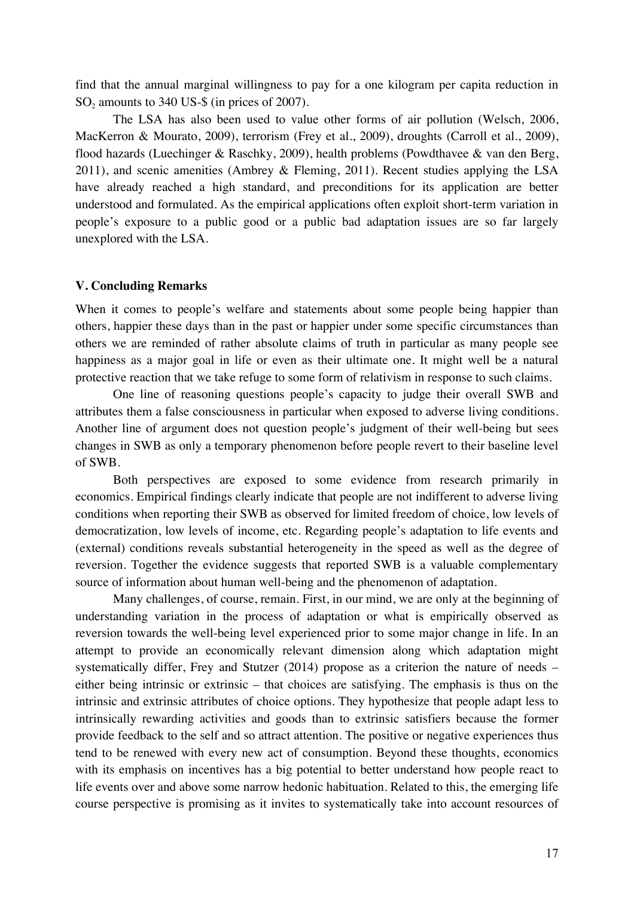find that the annual marginal willingness to pay for a one kilogram per capita reduction in $SO_2$ amounts to 340 US-$ (in prices of 2007).

The LSA has also been used to value other forms of air pollution (Welsch, 2006, MacKerron & Mourato, 2009), terrorism (Frey et al., 2009), droughts (Carroll et al., 2009), flood hazards (Luechinger & Raschky, 2009), health problems (Powdthavee & van den Berg, 2011), and scenic amenities (Ambrey & Fleming, 2011). Recent studies applying the LSA have already reached a high standard, and preconditions for its application are better understood and formulated. As the empirical applications often exploit short-term variation in people's exposure to a public good or a public bad adaptation issues are so far largely unexplored with the LSA.

## V. Concluding Remarks

When it comes to people's welfare and statements about some people being happier than others, happier these days than in the past or happier under some specific circumstances than others we are reminded of rather absolute claims of truth in particular as many people see happiness as a major goal in life or even as their ultimate one. It might well be a natural protective reaction that we take refuge to some form of relativism in response to such claims.

One line of reasoning questions people's capacity to judge their overall SWB and attributes them a false consciousness in particular when exposed to adverse living conditions. Another line of argument does not question people's judgment of their well-being but sees changes in SWB as only a temporary phenomenon before people revert to their baseline level of SWB.

Both perspectives are exposed to some evidence from research primarily in economics. Empirical findings clearly indicate that people are not indifferent to adverse living conditions when reporting their SWB as observed for limited freedom of choice, low levels of democratization, low levels of income, etc. Regarding people's adaptation to life events and (external) conditions reveals substantial heterogeneity in the speed as well as the degree of reversion. Together the evidence suggests that reported SWB is a valuable complementary source of information about human well-being and the phenomenon of adaptation.

Many challenges, of course, remain. First, in our mind, we are only at the beginning of understanding variation in the process of adaptation or what is empirically observed as reversion towards the well-being level experienced prior to some major change in life. In an attempt to provide an economically relevant dimension along which adaptation might systematically differ, Frey and Stutzer (2014) propose as a criterion the nature of needs – either being intrinsic or extrinsic – that choices are satisfying. The emphasis is thus on the intrinsic and extrinsic attributes of choice options. They hypothesize that people adapt less to intrinsically rewarding activities and goods than to extrinsic satisfiers because the former provide feedback to the self and so attract attention. The positive or negative experiences thus tend to be renewed with every new act of consumption. Beyond these thoughts, economics with its emphasis on incentives has a big potential to better understand how people react to life events over and above some narrow hedonic habituation. Related to this, the emerging life course perspective is promising as it invites to systematically take into account resources of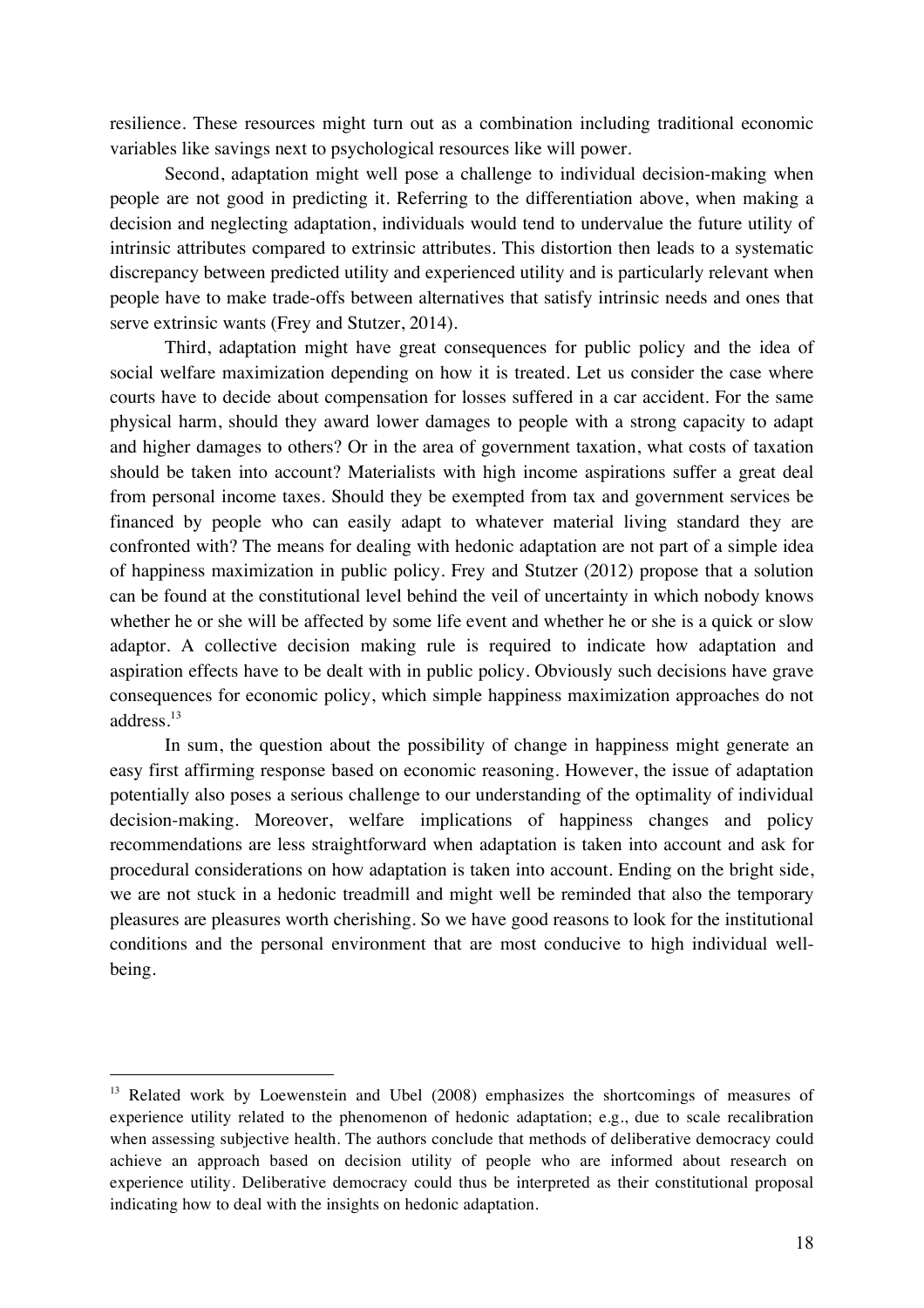resilience. These resources might turn out as a combination including traditional economic variables like savings next to psychological resources like will power.

Second, adaptation might well pose a challenge to individual decision-making when people are not good in predicting it. Referring to the differentiation above, when making a decision and neglecting adaptation, individuals would tend to undervalue the future utility of intrinsic attributes compared to extrinsic attributes. This distortion then leads to a systematic discrepancy between predicted utility and experienced utility and is particularly relevant when people have to make trade-offs between alternatives that satisfy intrinsic needs and ones that serve extrinsic wants (Frey and Stutzer, 2014).

Third, adaptation might have great consequences for public policy and the idea of social welfare maximization depending on how it is treated. Let us consider the case where courts have to decide about compensation for losses suffered in a car accident. For the same physical harm, should they award lower damages to people with a strong capacity to adapt and higher damages to others? Or in the area of government taxation, what costs of taxation should be taken into account? Materialists with high income aspirations suffer a great deal from personal income taxes. Should they be exempted from tax and government services be financed by people who can easily adapt to whatever material living standard they are confronted with? The means for dealing with hedonic adaptation are not part of a simple idea of happiness maximization in public policy. Frey and Stutzer (2012) propose that a solution can be found at the constitutional level behind the veil of uncertainty in which nobody knows whether he or she will be affected by some life event and whether he or she is a quick or slow adaptor. A collective decision making rule is required to indicate how adaptation and aspiration effects have to be dealt with in public policy. Obviously such decisions have grave consequences for economic policy, which simple happiness maximization approaches do not address.[13]

In sum, the question about the possibility of change in happiness might generate an easy first affirming response based on economic reasoning. However, the issue of adaptation potentially also poses a serious challenge to our understanding of the optimality of individual decision-making. Moreover, welfare implications of happiness changes and policy recommendations are less straightforward when adaptation is taken into account and ask for procedural considerations on how adaptation is taken into account. Ending on the bright side, we are not stuck in a hedonic treadmill and might well be reminded that also the temporary pleasures are pleasures worth cherishing. So we have good reasons to look for the institutional conditions and the personal environment that are most conducive to high individual well-being.

---

[13] Related work by Loewenstein and Ubel (2008) emphasizes the shortcomings of measures of experience utility related to the phenomenon of hedonic adaptation; e.g., due to scale recalibration when assessing subjective health. The authors conclude that methods of deliberative democracy could achieve an approach based on decision utility of people who are informed about research on experience utility. Deliberative democracy could thus be interpreted as their constitutional proposal indicating how to deal with the insights on hedonic adaptation.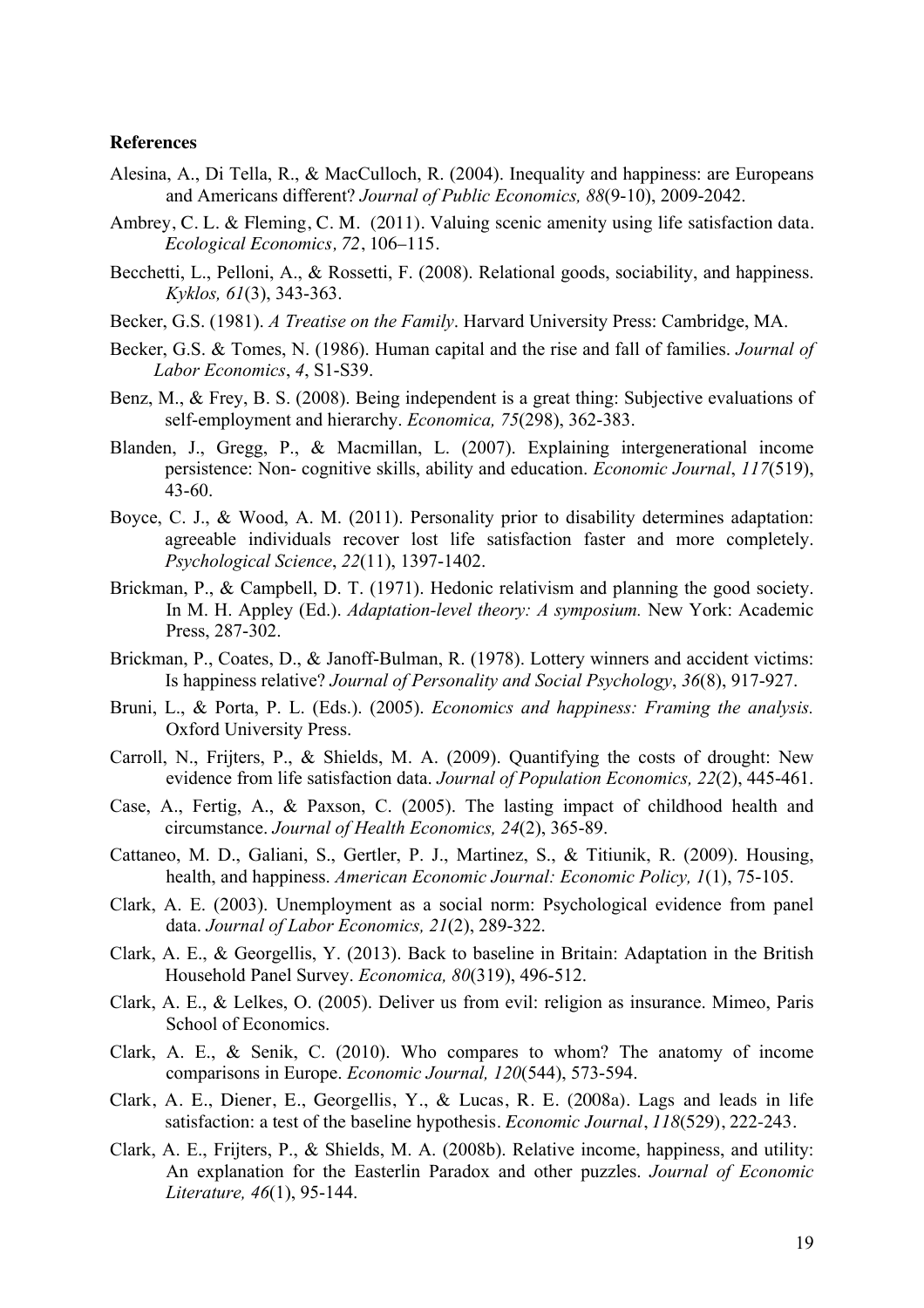**References**

Alesina, A., Di Tella, R., & MacCulloch, R. (2004). Inequality and happiness: are Europeans and Americans different? *Journal of Public Economics, 88*(9-10), 2009-2042.

Ambrey, C. L. & Fleming, C. M. (2011). Valuing scenic amenity using life satisfaction data. *Ecological Economics, 72*, 106–115.

Becchetti, L., Pelloni, A., & Rossetti, F. (2008). Relational goods, sociability, and happiness. *Kyklos, 61*(3), 343-363.

Becker, G.S. (1981). *A Treatise on the Family*. Harvard University Press: Cambridge, MA.

Becker, G.S. & Tomes, N. (1986). Human capital and the rise and fall of families. *Journal of Labor Economics*, *4*, S1-S39.

Benz, M., & Frey, B. S. (2008). Being independent is a great thing: Subjective evaluations of self-employment and hierarchy. *Economica, 75*(298), 362-383.

Blanden, J., Gregg, P., & Macmillan, L. (2007). Explaining intergenerational income persistence: Non- cognitive skills, ability and education. *Economic Journal*, *117*(519), 43-60.

Boyce, C. J., & Wood, A. M. (2011). Personality prior to disability determines adaptation: agreeable individuals recover lost life satisfaction faster and more completely. *Psychological Science*, *22*(11), 1397-1402.

Brickman, P., & Campbell, D. T. (1971). Hedonic relativism and planning the good society. In M. H. Appley (Ed.). *Adaptation-level theory: A symposium.* New York: Academic Press, 287-302.

Brickman, P., Coates, D., & Janoff-Bulman, R. (1978). Lottery winners and accident victims: Is happiness relative? *Journal of Personality and Social Psychology*, *36*(8), 917-927.

Bruni, L., & Porta, P. L. (Eds.). (2005). *Economics and happiness: Framing the analysis.* Oxford University Press.

Carroll, N., Frijters, P., & Shields, M. A. (2009). Quantifying the costs of drought: New evidence from life satisfaction data. *Journal of Population Economics, 22*(2), 445-461.

Case, A., Fertig, A., & Paxson, C. (2005). The lasting impact of childhood health and circumstance. *Journal of Health Economics, 24*(2), 365-89.

Cattaneo, M. D., Galiani, S., Gertler, P. J., Martinez, S., & Titiunik, R. (2009). Housing, health, and happiness. *American Economic Journal: Economic Policy, 1*(1), 75-105.

Clark, A. E. (2003). Unemployment as a social norm: Psychological evidence from panel data. *Journal of Labor Economics, 21*(2), 289-322.

Clark, A. E., & Georgellis, Y. (2013). Back to baseline in Britain: Adaptation in the British Household Panel Survey. *Economica, 80*(319), 496-512.

Clark, A. E., & Lelkes, O. (2005). Deliver us from evil: religion as insurance. Mimeo, Paris School of Economics.

Clark, A. E., & Senik, C. (2010). Who compares to whom? The anatomy of income comparisons in Europe. *Economic Journal, 120*(544), 573-594.

Clark, A. E., Diener, E., Georgellis, Y., & Lucas, R. E. (2008a). Lags and leads in life satisfaction: a test of the baseline hypothesis. *Economic Journal*, *118*(529), 222-243.

Clark, A. E., Frijters, P., & Shields, M. A. (2008b). Relative income, happiness, and utility: An explanation for the Easterlin Paradox and other puzzles. *Journal of Economic Literature, 46*(1), 95-144.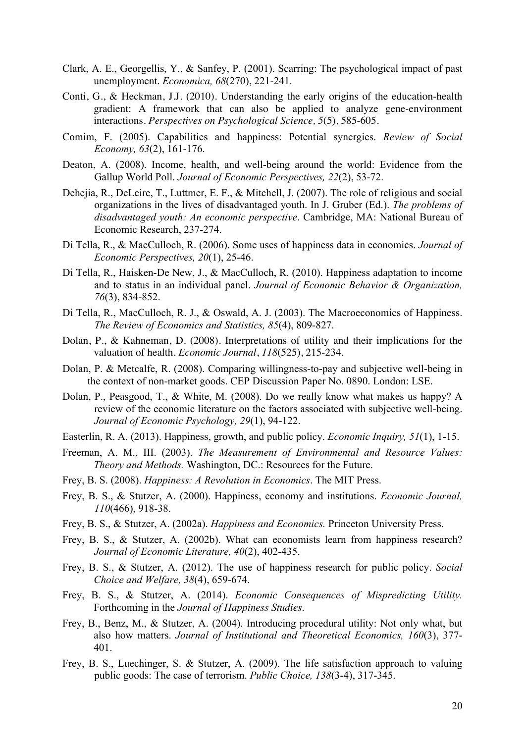Clark, A. E., Georgellis, Y., & Sanfey, P. (2001). Scarring: The psychological impact of past unemployment. *Economica, 68*(270), 221-241.

Conti, G., & Heckman, J.J. (2010). Understanding the early origins of the education-health gradient: A framework that can also be applied to analyze gene-environment interactions. *Perspectives on Psychological Science, 5*(5), 585-605.

Comim, F. (2005). Capabilities and happiness: Potential synergies. *Review of Social Economy, 63*(2), 161-176.

Deaton, A. (2008). Income, health, and well-being around the world: Evidence from the Gallup World Poll. *Journal of Economic Perspectives, 22*(2), 53-72.

Dehejia, R., DeLeire, T., Luttmer, E. F., & Mitchell, J. (2007). The role of religious and social organizations in the lives of disadvantaged youth. In J. Gruber (Ed.). *The problems of disadvantaged youth: An economic perspective*. Cambridge, MA: National Bureau of Economic Research, 237-274.

Di Tella, R., & MacCulloch, R. (2006). Some uses of happiness data in economics. *Journal of Economic Perspectives, 20*(1), 25-46.

Di Tella, R., Haisken-De New, J., & MacCulloch, R. (2010). Happiness adaptation to income and to status in an individual panel. *Journal of Economic Behavior & Organization, 76*(3), 834-852.

Di Tella, R., MacCulloch, R. J., & Oswald, A. J. (2003). The Macroeconomics of Happiness. *The Review of Economics and Statistics, 85*(4), 809-827.

Dolan, P., & Kahneman, D. (2008). Interpretations of utility and their implications for the valuation of health. *Economic Journal*, *118*(525), 215-234.

Dolan, P. & Metcalfe, R. (2008). Comparing willingness-to-pay and subjective well-being in the context of non-market goods. CEP Discussion Paper No. 0890. London: LSE.

Dolan, P., Peasgood, T., & White, M. (2008). Do we really know what makes us happy? A review of the economic literature on the factors associated with subjective well-being. *Journal of Economic Psychology, 29*(1), 94-122.

Easterlin, R. A. (2013). Happiness, growth, and public policy. *Economic Inquiry, 51*(1), 1-15.

Freeman, A. M., III. (2003). *The Measurement of Environmental and Resource Values: Theory and Methods.* Washington, DC.: Resources for the Future.

Frey, B. S. (2008). *Happiness: A Revolution in Economics*. The MIT Press.

Frey, B. S., & Stutzer, A. (2000). Happiness, economy and institutions. *Economic Journal, 110*(466), 918-38.

Frey, B. S., & Stutzer, A. (2002a). *Happiness and Economics.* Princeton University Press.

Frey, B. S., & Stutzer, A. (2002b). What can economists learn from happiness research? *Journal of Economic Literature, 40*(2), 402-435.

Frey, B. S., & Stutzer, A. (2012). The use of happiness research for public policy. *Social Choice and Welfare, 38*(4), 659-674.

Frey, B. S., & Stutzer, A. (2014). *Economic Consequences of Mispredicting Utility.* Forthcoming in the *Journal of Happiness Studies*.

Frey, B., Benz, M., & Stutzer, A. (2004). Introducing procedural utility: Not only what, but also how matters. *Journal of Institutional and Theoretical Economics, 160*(3), 377-401.

Frey, B. S., Luechinger, S. & Stutzer, A. (2009). The life satisfaction approach to valuing public goods: The case of terrorism. *Public Choice, 138*(3-4), 317-345.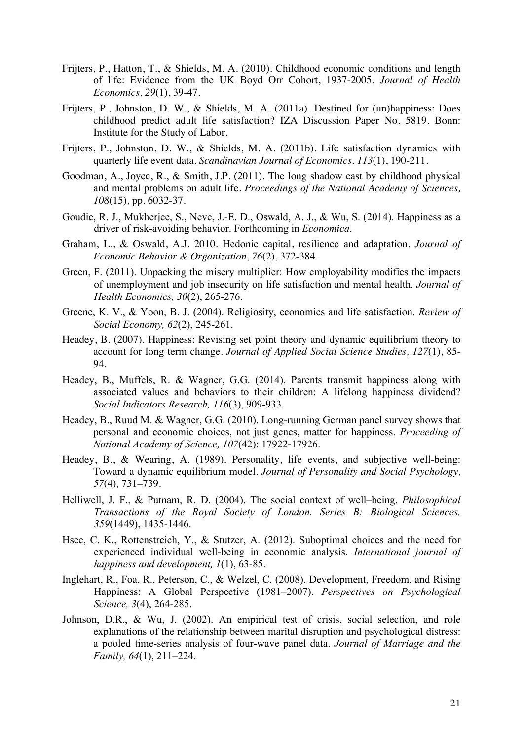Frijters, P., Hatton, T., & Shields, M. A. (2010). Childhood economic conditions and length of life: Evidence from the UK Boyd Orr Cohort, 1937-2005. *Journal of Health Economics, 29*(1), 39-47.

Frijters, P., Johnston, D. W., & Shields, M. A. (2011a). Destined for (un)happiness: Does childhood predict adult life satisfaction? IZA Discussion Paper No. 5819. Bonn: Institute for the Study of Labor.

Frijters, P., Johnston, D. W., & Shields, M. A. (2011b). Life satisfaction dynamics with quarterly life event data. *Scandinavian Journal of Economics, 113*(1), 190-211.

Goodman, A., Joyce, R., & Smith, J.P. (2011). The long shadow cast by childhood physical and mental problems on adult life. *Proceedings of the National Academy of Sciences, 108*(15), pp. 6032-37.

Goudie, R. J., Mukherjee, S., Neve, J.-E. D., Oswald, A. J., & Wu, S. (2014). Happiness as a driver of risk-avoiding behavior. Forthcoming in *Economica*.

Graham, L., & Oswald, A.J. 2010. Hedonic capital, resilience and adaptation. *Journal of Economic Behavior & Organization*, *76*(2), 372-384.

Green, F. (2011). Unpacking the misery multiplier: How employability modifies the impacts of unemployment and job insecurity on life satisfaction and mental health. *Journal of Health Economics, 30*(2), 265-276.

Greene, K. V., & Yoon, B. J. (2004). Religiosity, economics and life satisfaction. *Review of Social Economy, 62*(2), 245-261.

Headey, B. (2007). Happiness: Revising set point theory and dynamic equilibrium theory to account for long term change. *Journal of Applied Social Science Studies, 127*(1), 85-94.

Headey, B., Muffels, R. & Wagner, G.G. (2014). Parents transmit happiness along with associated values and behaviors to their children: A lifelong happiness dividend? *Social Indicators Research, 116*(3), 909-933.

Headey, B., Ruud M. & Wagner, G.G. (2010). Long-running German panel survey shows that personal and economic choices, not just genes, matter for happiness. *Proceeding of National Academy of Science, 107*(42): 17922-17926.

Headey, B., & Wearing, A. (1989). Personality, life events, and subjective well-being: Toward a dynamic equilibrium model. *Journal of Personality and Social Psychology, 57*(4), 731–739.

Helliwell, J. F., & Putnam, R. D. (2004). The social context of well–being. *Philosophical Transactions of the Royal Society of London. Series B: Biological Sciences, 359*(1449), 1435-1446.

Hsee, C. K., Rottenstreich, Y., & Stutzer, A. (2012). Suboptimal choices and the need for experienced individual well-being in economic analysis. *International journal of happiness and development, 1*(1), 63-85.

Inglehart, R., Foa, R., Peterson, C., & Welzel, C. (2008). Development, Freedom, and Rising Happiness: A Global Perspective (1981–2007). *Perspectives on Psychological Science, 3*(4), 264-285.

Johnson, D.R., & Wu, J. (2002). An empirical test of crisis, social selection, and role explanations of the relationship between marital disruption and psychological distress: a pooled time-series analysis of four-wave panel data. *Journal of Marriage and the Family, 64*(1), 211–224.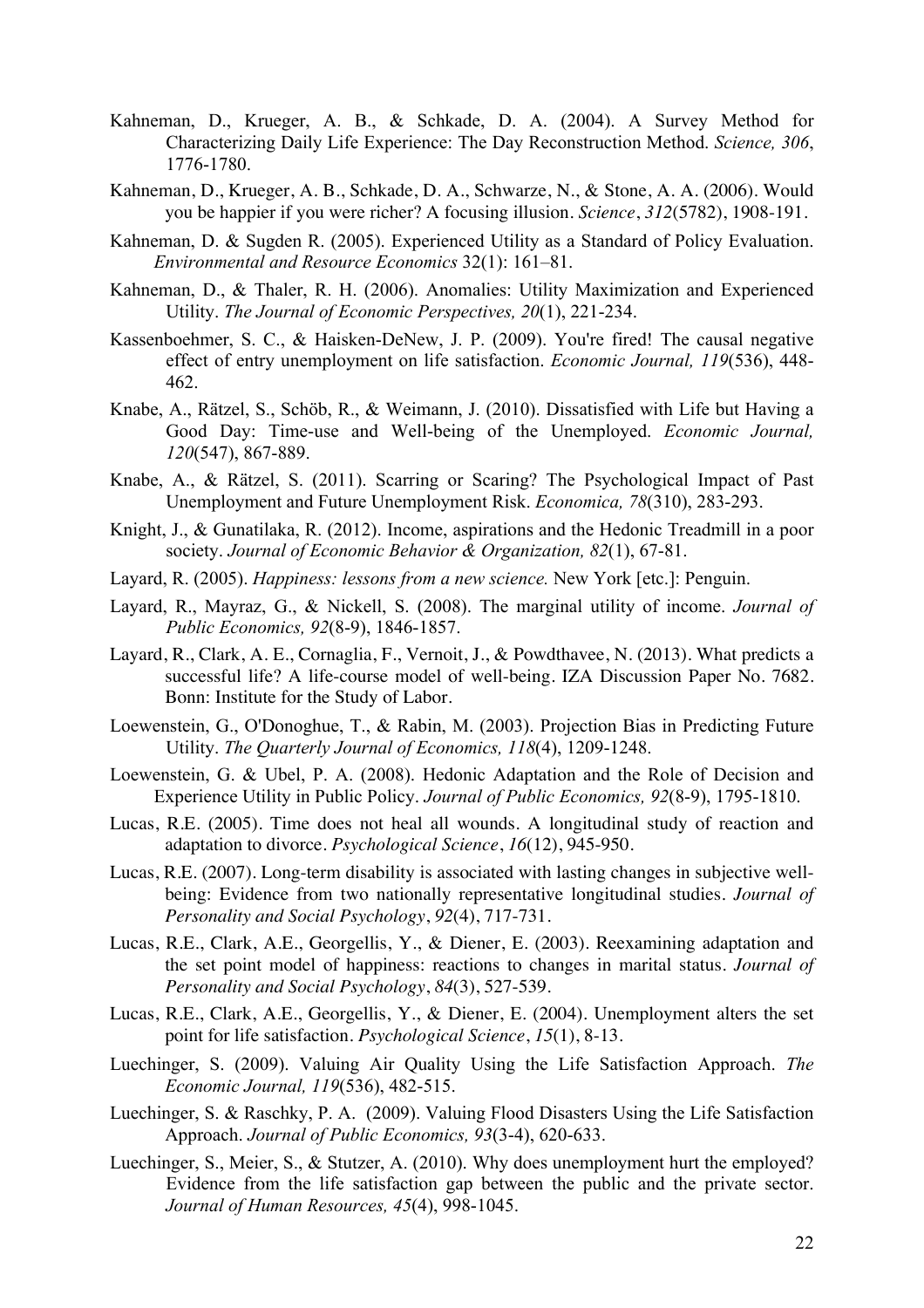Kahneman, D., Krueger, A. B., & Schkade, D. A. (2004). A Survey Method for Characterizing Daily Life Experience: The Day Reconstruction Method. *Science, 306*, 1776-1780.

Kahneman, D., Krueger, A. B., Schkade, D. A., Schwarze, N., & Stone, A. A. (2006). Would you be happier if you were richer? A focusing illusion. *Science*, *312*(5782), 1908-191.

Kahneman, D. & Sugden R. (2005). Experienced Utility as a Standard of Policy Evaluation. *Environmental and Resource Economics* 32(1): 161–81.

Kahneman, D., & Thaler, R. H. (2006). Anomalies: Utility Maximization and Experienced Utility. *The Journal of Economic Perspectives, 20*(1), 221-234.

Kassenboehmer, S. C., & Haisken-DeNew, J. P. (2009). You're fired! The causal negative effect of entry unemployment on life satisfaction. *Economic Journal, 119*(536), 448-462.

Knabe, A., Rätzel, S., Schöb, R., & Weimann, J. (2010). Dissatisfied with Life but Having a Good Day: Time-use and Well-being of the Unemployed. *Economic Journal, 120*(547), 867-889.

Knabe, A., & Rätzel, S. (2011). Scarring or Scaring? The Psychological Impact of Past Unemployment and Future Unemployment Risk. *Economica, 78*(310), 283-293.

Knight, J., & Gunatilaka, R. (2012). Income, aspirations and the Hedonic Treadmill in a poor society. *Journal of Economic Behavior & Organization, 82*(1), 67-81.

Layard, R. (2005). *Happiness: lessons from a new science.* New York [etc.]: Penguin.

Layard, R., Mayraz, G., & Nickell, S. (2008). The marginal utility of income. *Journal of Public Economics, 92*(8-9), 1846-1857.

Layard, R., Clark, A. E., Cornaglia, F., Vernoit, J., & Powdthavee, N. (2013). What predicts a successful life? A life-course model of well-being. IZA Discussion Paper No. 7682. Bonn: Institute for the Study of Labor.

Loewenstein, G., O'Donoghue, T., & Rabin, M. (2003). Projection Bias in Predicting Future Utility. *The Quarterly Journal of Economics, 118*(4), 1209-1248.

Loewenstein, G. & Ubel, P. A. (2008). Hedonic Adaptation and the Role of Decision and Experience Utility in Public Policy. *Journal of Public Economics, 92*(8-9), 1795-1810.

Lucas, R.E. (2005). Time does not heal all wounds. A longitudinal study of reaction and adaptation to divorce. *Psychological Science*, *16*(12), 945-950.

Lucas, R.E. (2007). Long-term disability is associated with lasting changes in subjective well-being: Evidence from two nationally representative longitudinal studies. *Journal of Personality and Social Psychology*, *92*(4), 717-731.

Lucas, R.E., Clark, A.E., Georgellis, Y., & Diener, E. (2003). Reexamining adaptation and the set point model of happiness: reactions to changes in marital status. *Journal of Personality and Social Psychology*, *84*(3), 527-539.

Lucas, R.E., Clark, A.E., Georgellis, Y., & Diener, E. (2004). Unemployment alters the set point for life satisfaction. *Psychological Science*, *15*(1), 8-13.

Luechinger, S. (2009). Valuing Air Quality Using the Life Satisfaction Approach. *The Economic Journal, 119*(536), 482-515.

Luechinger, S. & Raschky, P. A. (2009). Valuing Flood Disasters Using the Life Satisfaction Approach. *Journal of Public Economics, 93*(3-4), 620-633.

Luechinger, S., Meier, S., & Stutzer, A. (2010). Why does unemployment hurt the employed? Evidence from the life satisfaction gap between the public and the private sector. *Journal of Human Resources, 45*(4), 998-1045.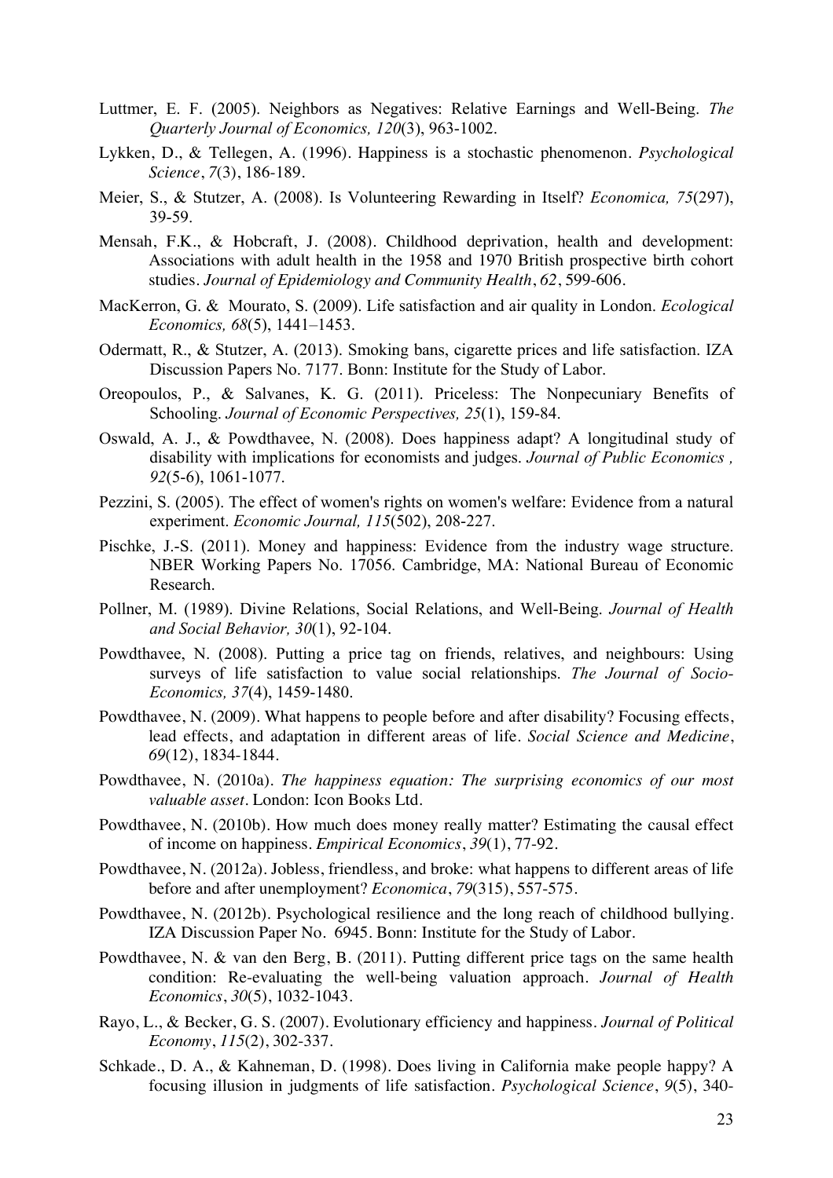Luttmer, E. F. (2005). Neighbors as Negatives: Relative Earnings and Well-Being. *The Quarterly Journal of Economics, 120*(3), 963-1002.

Lykken, D., & Tellegen, A. (1996). Happiness is a stochastic phenomenon. *Psychological Science*, *7*(3), 186-189.

Meier, S., & Stutzer, A. (2008). Is Volunteering Rewarding in Itself? *Economica, 75*(297), 39-59.

Mensah, F.K., & Hobcraft, J. (2008). Childhood deprivation, health and development: Associations with adult health in the 1958 and 1970 British prospective birth cohort studies. *Journal of Epidemiology and Community Health*, *62*, 599-606.

MacKerron, G. & Mourato, S. (2009). Life satisfaction and air quality in London. *Ecological Economics, 68*(5), 1441–1453.

Odermatt, R., & Stutzer, A. (2013). Smoking bans, cigarette prices and life satisfaction. IZA Discussion Papers No. 7177. Bonn: Institute for the Study of Labor.

Oreopoulos, P., & Salvanes, K. G. (2011). Priceless: The Nonpecuniary Benefits of Schooling. *Journal of Economic Perspectives, 25*(1), 159-84.

Oswald, A. J., & Powdthavee, N. (2008). Does happiness adapt? A longitudinal study of disability with implications for economists and judges. *Journal of Public Economics , 92*(5-6), 1061-1077.

Pezzini, S. (2005). The effect of women's rights on women's welfare: Evidence from a natural experiment. *Economic Journal, 115*(502), 208-227.

Pischke, J.-S. (2011). Money and happiness: Evidence from the industry wage structure. NBER Working Papers No. 17056. Cambridge, MA: National Bureau of Economic Research.

Pollner, M. (1989). Divine Relations, Social Relations, and Well-Being. *Journal of Health and Social Behavior, 30*(1), 92-104.

Powdthavee, N. (2008). Putting a price tag on friends, relatives, and neighbours: Using surveys of life satisfaction to value social relationships. *The Journal of Socio-Economics, 37*(4), 1459-1480.

Powdthavee, N. (2009). What happens to people before and after disability? Focusing effects, lead effects, and adaptation in different areas of life. *Social Science and Medicine*, *69*(12), 1834-1844.

Powdthavee, N. (2010a). *The happiness equation: The surprising economics of our most valuable asset*. London: Icon Books Ltd.

Powdthavee, N. (2010b). How much does money really matter? Estimating the causal effect of income on happiness. *Empirical Economics*, *39*(1), 77-92.

Powdthavee, N. (2012a). Jobless, friendless, and broke: what happens to different areas of life before and after unemployment? *Economica*, *79*(315), 557-575.

Powdthavee, N. (2012b). Psychological resilience and the long reach of childhood bullying. IZA Discussion Paper No. 6945. Bonn: Institute for the Study of Labor.

Powdthavee, N. & van den Berg, B. (2011). Putting different price tags on the same health condition: Re-evaluating the well-being valuation approach. *Journal of Health Economics*, *30*(5), 1032-1043.

Rayo, L., & Becker, G. S. (2007). Evolutionary efficiency and happiness. *Journal of Political Economy*, *115*(2), 302-337.

Schkade., D. A., & Kahneman, D. (1998). Does living in California make people happy? A focusing illusion in judgments of life satisfaction. *Psychological Science*, *9*(5), 340-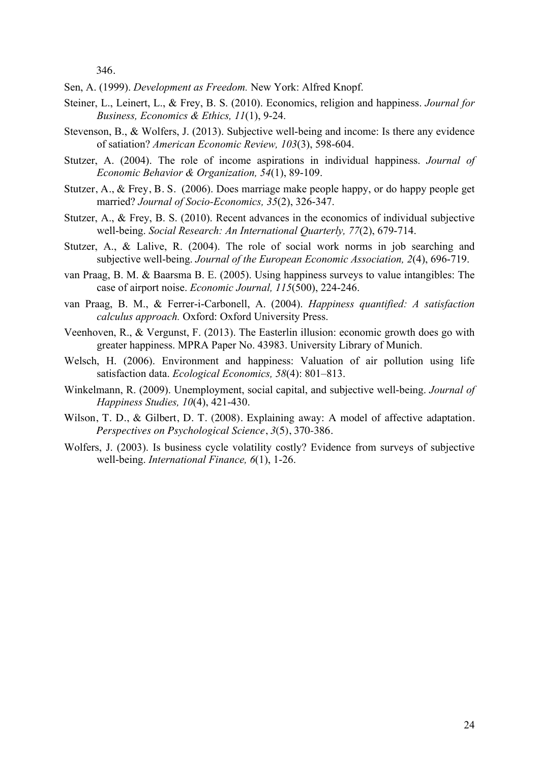346.

Sen, A. (1999). *Development as Freedom.* New York: Alfred Knopf.

Steiner, L., Leinert, L., & Frey, B. S. (2010). Economics, religion and happiness. *Journal for Business, Economics & Ethics, 11*(1), 9-24.

Stevenson, B., & Wolfers, J. (2013). Subjective well-being and income: Is there any evidence of satiation? *American Economic Review, 103*(3), 598-604.

Stutzer, A. (2004). The role of income aspirations in individual happiness. *Journal of Economic Behavior & Organization, 54*(1), 89-109.

Stutzer, A., & Frey, B. S. (2006). Does marriage make people happy, or do happy people get married? *Journal of Socio-Economics, 35*(2), 326-347.

Stutzer, A., & Frey, B. S. (2010). Recent advances in the economics of individual subjective well-being. *Social Research: An International Quarterly, 77*(2), 679-714.

Stutzer, A., & Lalive, R. (2004). The role of social work norms in job searching and subjective well-being. *Journal of the European Economic Association, 2*(4), 696-719.

van Praag, B. M. & Baarsma B. E. (2005). Using happiness surveys to value intangibles: The case of airport noise. *Economic Journal, 115*(500), 224-246.

van Praag, B. M., & Ferrer-i-Carbonell, A. (2004). *Happiness quantified: A satisfaction calculus approach.* Oxford: Oxford University Press.

Veenhoven, R., & Vergunst, F. (2013). The Easterlin illusion: economic growth does go with greater happiness. MPRA Paper No. 43983. University Library of Munich.

Welsch, H. (2006). Environment and happiness: Valuation of air pollution using life satisfaction data. *Ecological Economics, 58*(4): 801–813.

Winkelmann, R. (2009). Unemployment, social capital, and subjective well-being. *Journal of Happiness Studies, 10*(4), 421-430.

Wilson, T. D., & Gilbert, D. T. (2008). Explaining away: A model of affective adaptation. *Perspectives on Psychological Science*, *3*(5), 370-386.

Wolfers, J. (2003). Is business cycle volatility costly? Evidence from surveys of subjective well-being. *International Finance, 6*(1), 1-26.